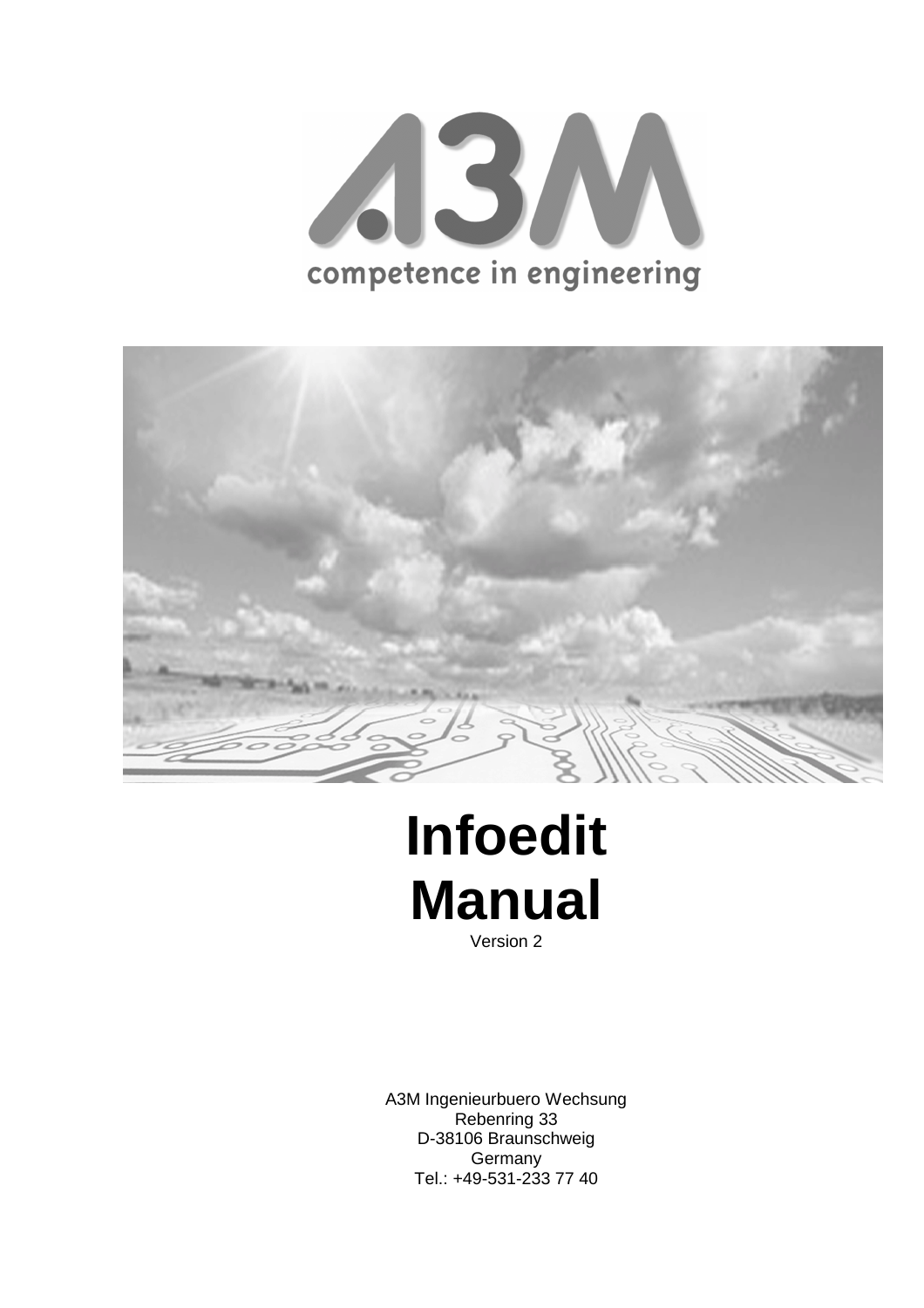A3M

competence in engineering

# Infoedit Manual

Version 2

A3M Ingenieurbuero Wechsung
Rebenring 33
D-38106 Braunschweig
Germany
Tel.: +49-531-233 77 40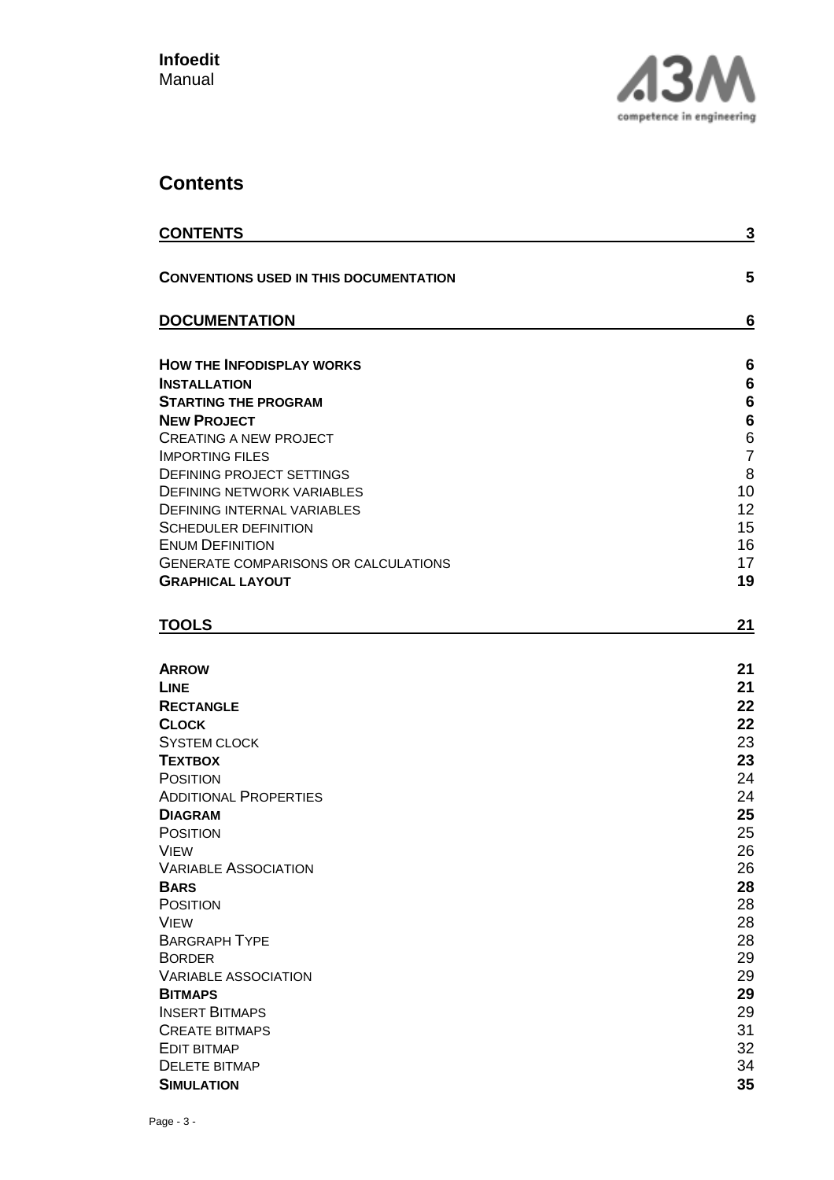# Contents

| | |
|---|---|
| **CONTENTS** | **3** |
| **CONVENTIONS USED IN THIS DOCUMENTATION** | **5** |
| **DOCUMENTATION** | **6** |
| **HOW THE INFODISPLAY WORKS** | **6** |
| **INSTALLATION** | **6** |
| **STARTING THE PROGRAM** | **6** |
| **NEW PROJECT** | **6** |
| CREATING A NEW PROJECT | 6 |
| IMPORTING FILES | 7 |
| DEFINING PROJECT SETTINGS | 8 |
| DEFINING NETWORK VARIABLES | 10 |
| DEFINING INTERNAL VARIABLES | 12 |
| SCHEDULER DEFINITION | 15 |
| ENUM DEFINITION | 16 |
| GENERATE COMPARISONS OR CALCULATIONS | 17 |
| **GRAPHICAL LAYOUT** | **19** |
| **TOOLS** | **21** |
| **ARROW** | **21** |
| **LINE** | **21** |
| **RECTANGLE** | **22** |
| **CLOCK** | **22** |
| SYSTEM CLOCK | 23 |
| **TEXTBOX** | **23** |
| POSITION | 24 |
| ADDITIONAL PROPERTIES | 24 |
| **DIAGRAM** | **25** |
| POSITION | 25 |
| VIEW | 26 |
| VARIABLE ASSOCIATION | 26 |
| **BARS** | **28** |
| POSITION | 28 |
| VIEW | 28 |
| BARGRAPH TYPE | 28 |
| BORDER | 29 |
| VARIABLE ASSOCIATION | 29 |
| **BITMAPS** | **29** |
| INSERT BITMAPS | 29 |
| CREATE BITMAPS | 31 |
| EDIT BITMAP | 32 |
| DELETE BITMAP | 34 |
| **SIMULATION** | **35** |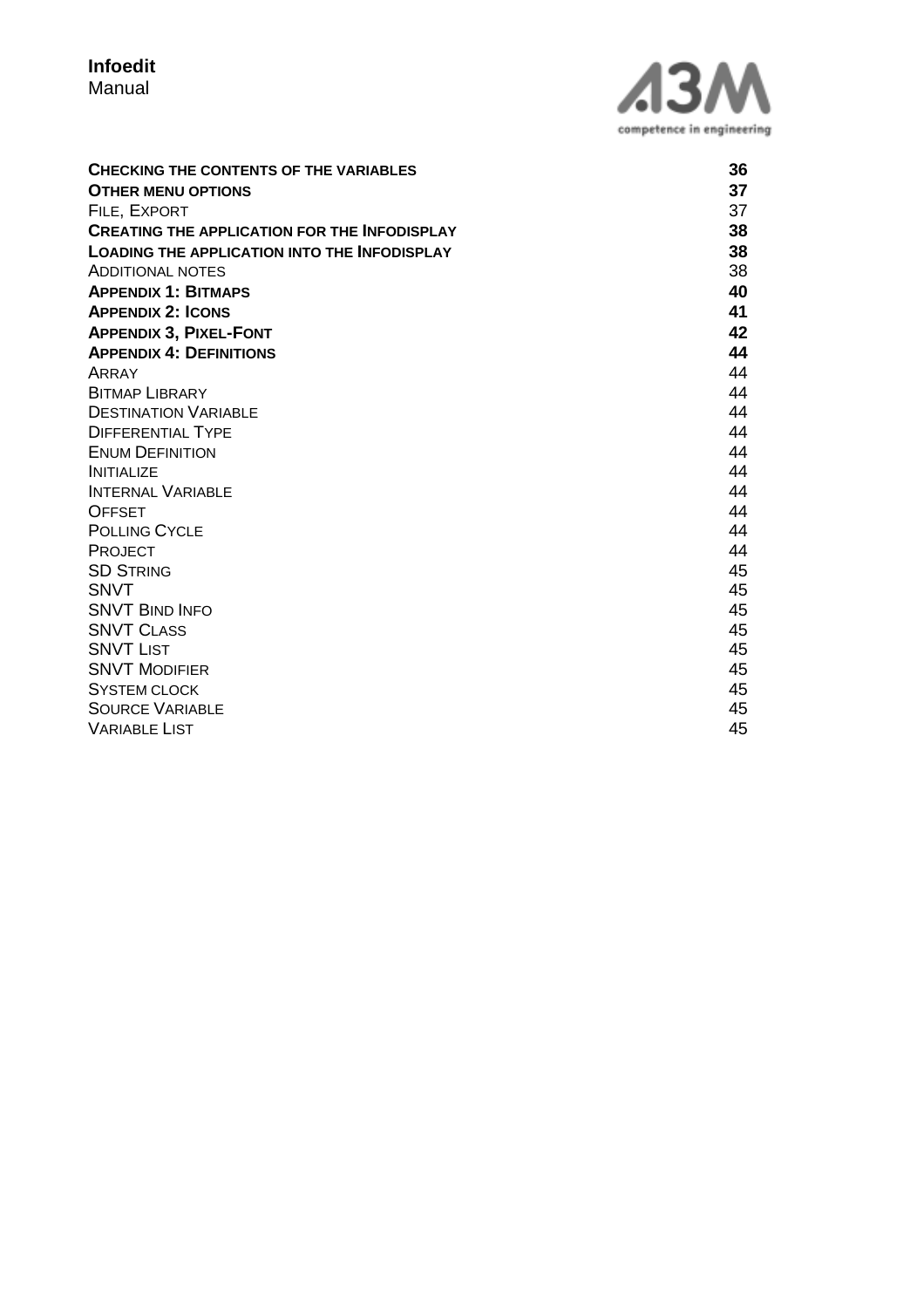**Checking the contents of the variables** **36**
**Other menu options** **37**
File, Export 37
**Creating the application for the Infodisplay** **38**
**Loading the application into the Infodisplay** **38**
Additional notes 38
**Appendix 1: Bitmaps** **40**
**Appendix 2: Icons** **41**
**Appendix 3, Pixel-Font** **42**
**Appendix 4: Definitions** **44**
Array 44
Bitmap Library 44
Destination Variable 44
Differential Type 44
Enum Definition 44
Initialize 44
Internal Variable 44
Offset 44
Polling Cycle 44
Project 44
SD String 45
SNVT 45
SNVT Bind Info 45
SNVT Class 45
SNVT List 45
SNVT Modifier 45
System clock 45
Source Variable 45
Variable List 45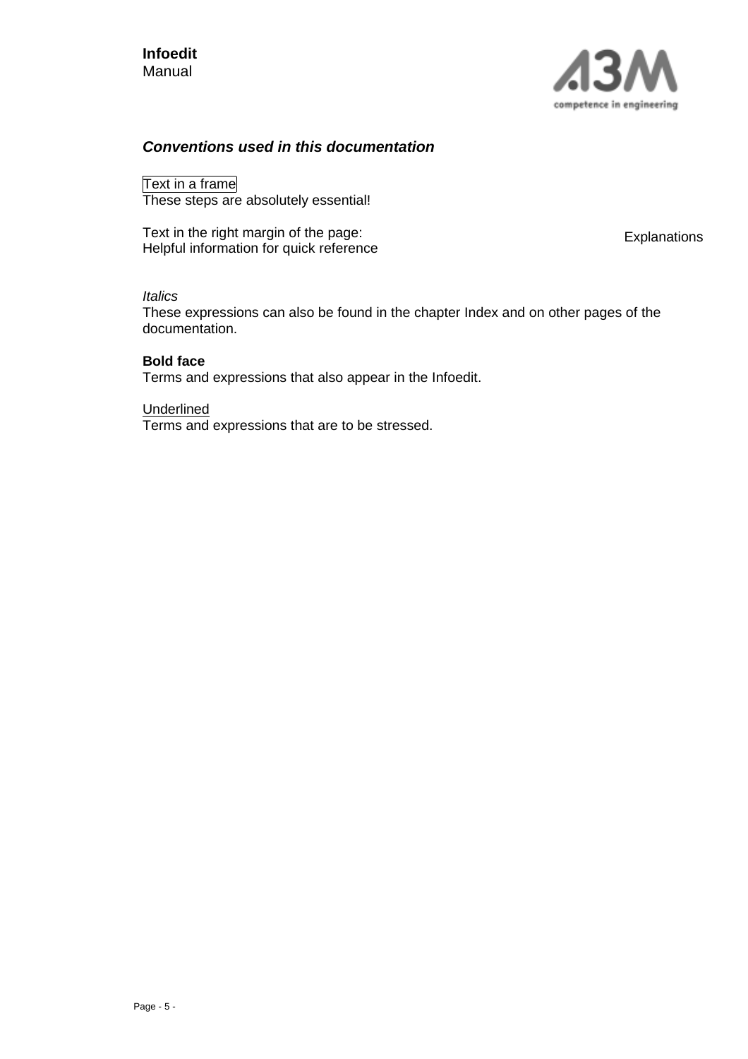### *Conventions used in this documentation*

Text in a frame
These steps are absolutely essential!

Text in the right margin of the page:
Helpful information for quick reference

Explanations

*Italics*
These expressions can also be found in the chapter Index and on other pages of the documentation.

**Bold face**
Terms and expressions that also appear in the Infoedit.

<u>Underlined</u>
Terms and expressions that are to be stressed.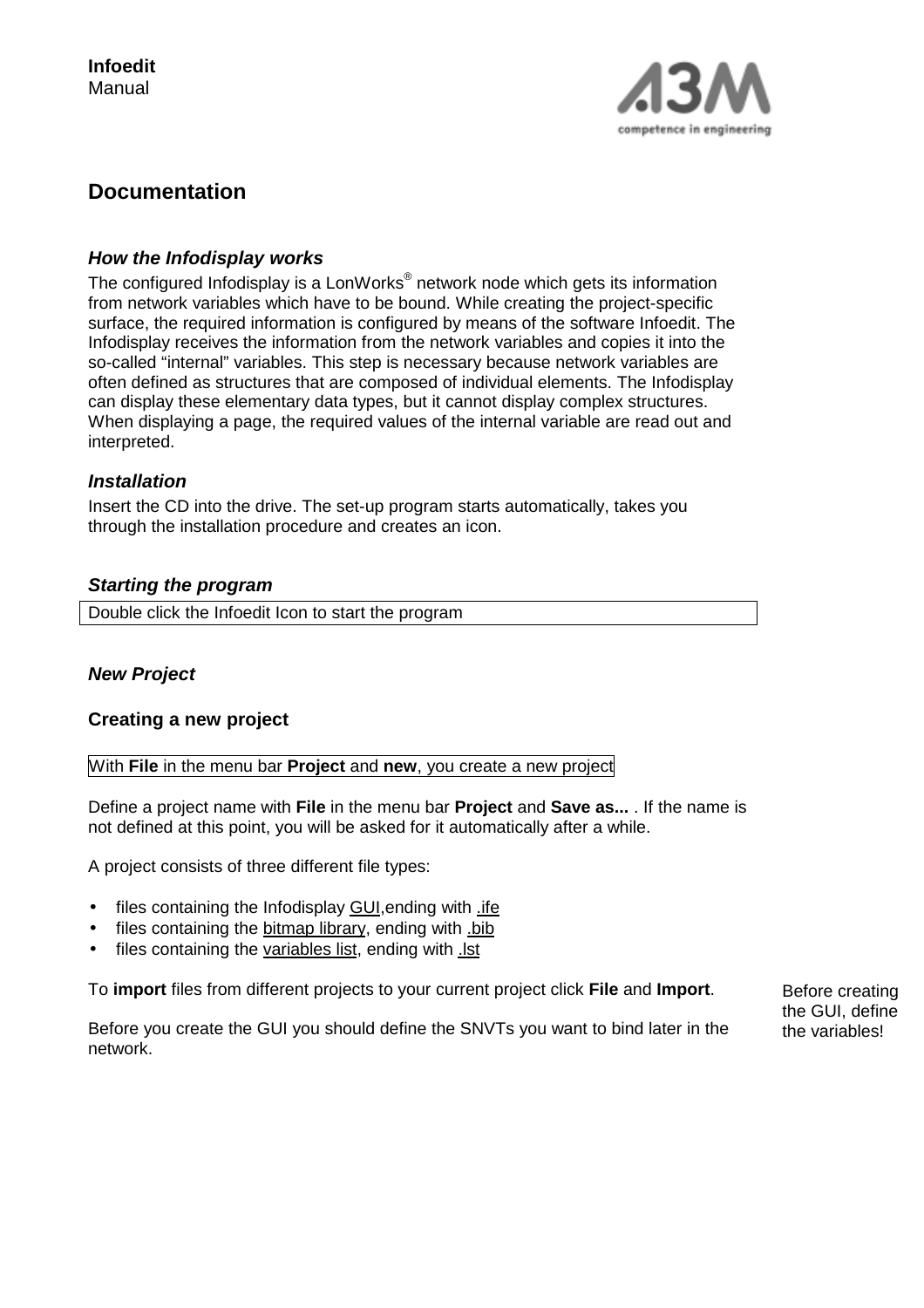# Documentation

### *How the Infodisplay works*

The configured Infodisplay is a LonWorks® network node which gets its information from network variables which have to be bound. While creating the project-specific surface, the required information is configured by means of the software Infoedit. The Infodisplay receives the information from the network variables and copies it into the so-called "internal" variables. This step is necessary because network variables are often defined as structures that are composed of individual elements. The Infodisplay can display these elementary data types, but it cannot display complex structures. When displaying a page, the required values of the internal variable are read out and interpreted.

### *Installation*

Insert the CD into the drive. The set-up program starts automatically, takes you through the installation procedure and creates an icon.

### *Starting the program*

Double click the Infoedit Icon to start the program

### *New Project*

#### Creating a new project

With **File** in the menu bar **Project** and **new**, you create a new project

Define a project name with **File** in the menu bar **Project** and **Save as...** . If the name is not defined at this point, you will be asked for it automatically after a while.

A project consists of three different file types:

- files containing the Infodisplay GUI,ending with .ife
- files containing the bitmap library, ending with .bib
- files containing the variables list, ending with .lst

To **import** files from different projects to your current project click **File** and **Import**.

Before you create the GUI you should define the SNVTs you want to bind later in the network.

Before creating the GUI, define the variables!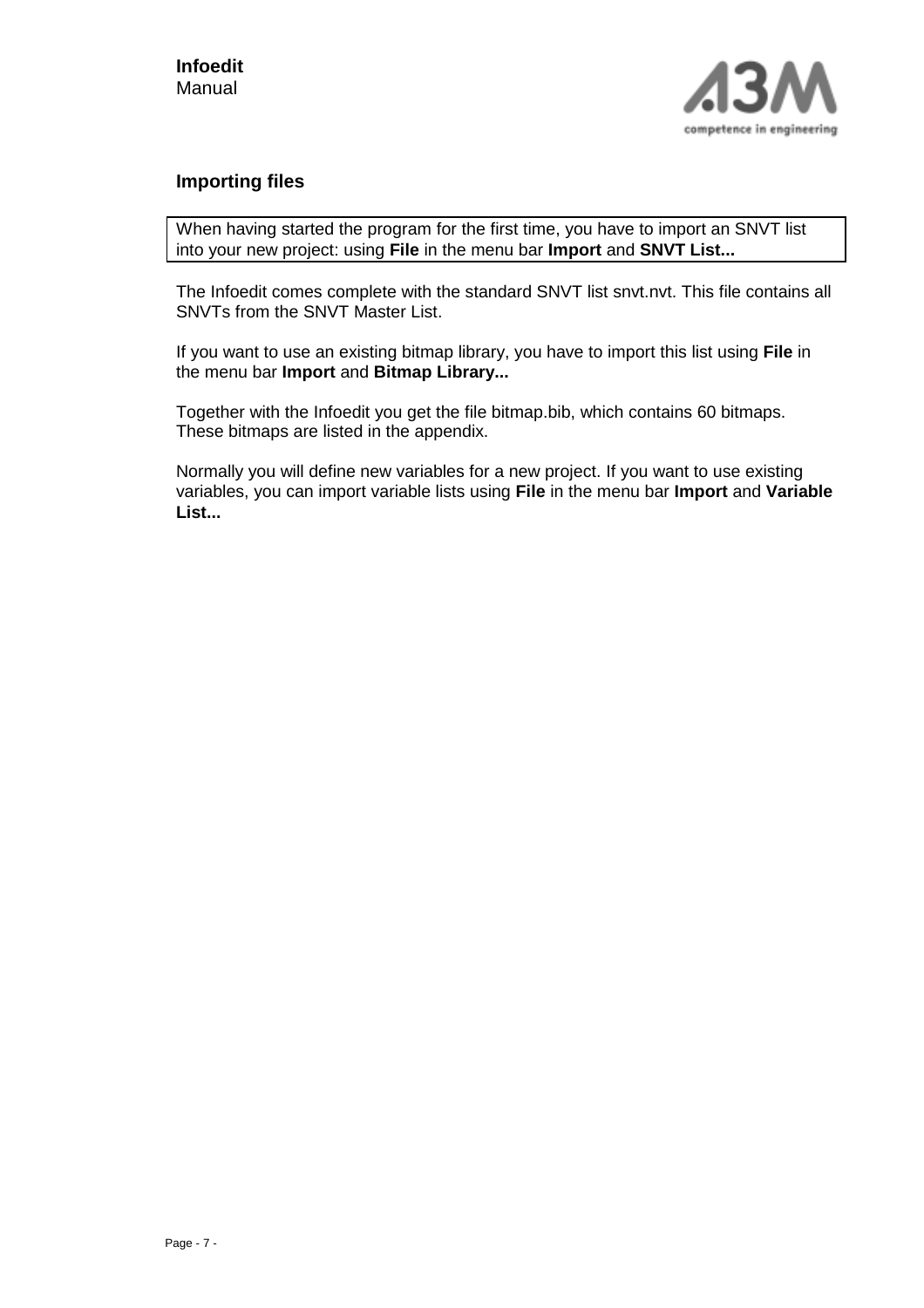## Importing files

When having started the program for the first time, you have to import an SNVT list into your new project: using **File** in the menu bar **Import** and **SNVT List...**

The Infoedit comes complete with the standard SNVT list snvt.nvt. This file contains all SNVTs from the SNVT Master List.

If you want to use an existing bitmap library, you have to import this list using **File** in the menu bar **Import** and **Bitmap Library...**

Together with the Infoedit you get the file bitmap.bib, which contains 60 bitmaps. These bitmaps are listed in the appendix.

Normally you will define new variables for a new project. If you want to use existing variables, you can import variable lists using **File** in the menu bar **Import** and **Variable List...**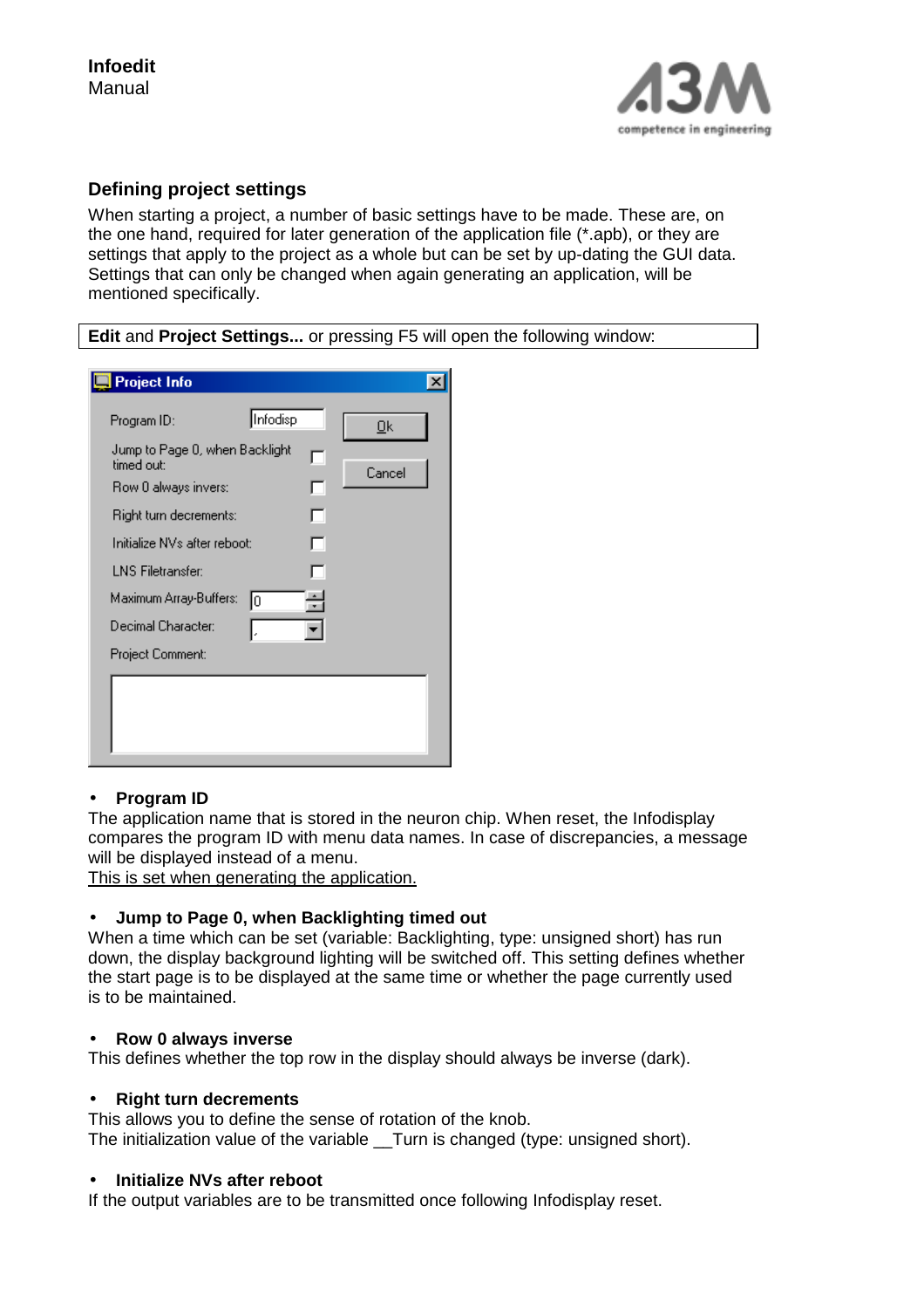## Defining project settings

When starting a project, a number of basic settings have to be made. These are, on the one hand, required for later generation of the application file (*.apb), or they are settings that apply to the project as a whole but can be set by up-dating the GUI data. Settings that can only be changed when again generating an application, will be mentioned specifically.

**Edit** and **Project Settings...** or pressing F5 will open the following window:

- **Program ID**

The application name that is stored in the neuron chip. When reset, the Infodisplay compares the program ID with menu data names. In case of discrepancies, a message will be displayed instead of a menu.
<u>This is set when generating the application.</u>

- **Jump to Page 0, when Backlighting timed out**

When a time which can be set (variable: Backlighting, type: unsigned short) has run down, the display background lighting will be switched off. This setting defines whether the start page is to be displayed at the same time or whether the page currently used is to be maintained.

- **Row 0 always inverse**

This defines whether the top row in the display should always be inverse (dark).

- **Right turn decrements**

This allows you to define the sense of rotation of the knob.
The initialization value of the variable __Turn is changed (type: unsigned short).

- **Initialize NVs after reboot**

If the output variables are to be transmitted once following Infodisplay reset.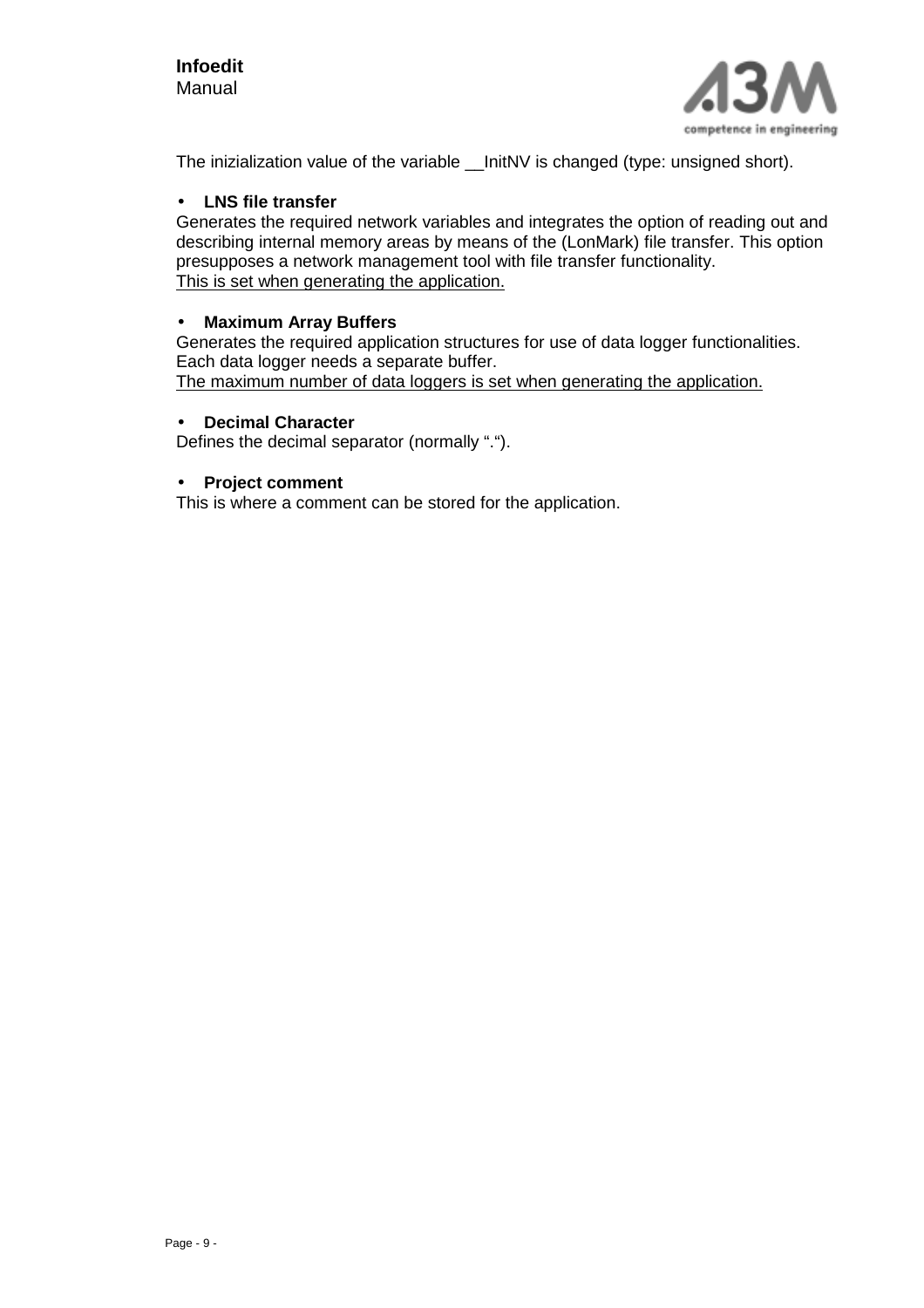The inizialization value of the variable __InitNV is changed (type: unsigned short).

- **LNS file transfer**

Generates the required network variables and integrates the option of reading out and describing internal memory areas by means of the (LonMark) file transfer. This option presupposes a network management tool with file transfer functionality.
<u>This is set when generating the application.</u>

- **Maximum Array Buffers**

Generates the required application structures for use of data logger functionalities. Each data logger needs a separate buffer.
<u>The maximum number of data loggers is set when generating the application.</u>

- **Decimal Character**

Defines the decimal separator (normally “.“).

- **Project comment**

This is where a comment can be stored for the application.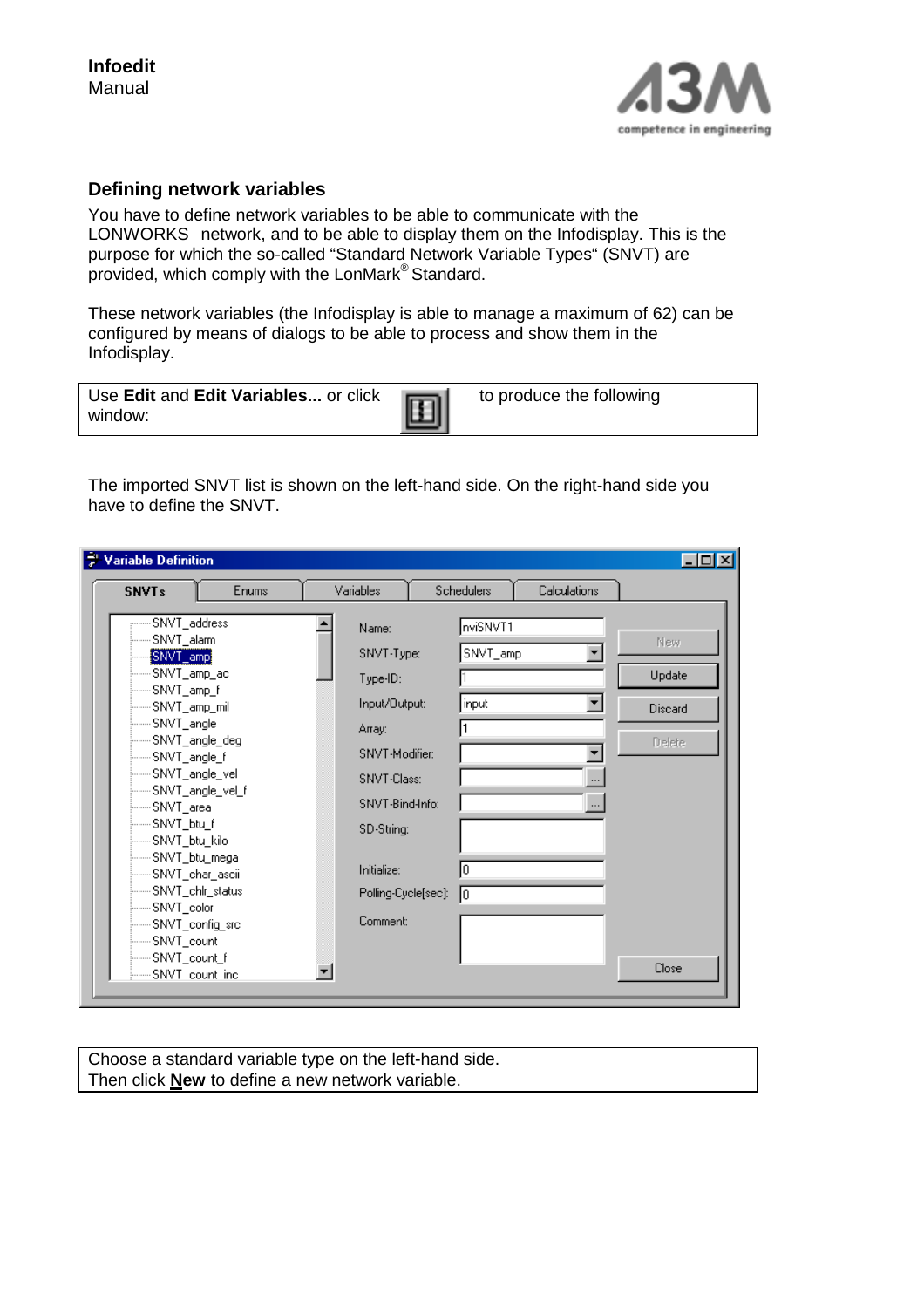## Defining network variables

You have to define network variables to be able to communicate with the LONWORKS network, and to be able to display them on the Infodisplay. This is the purpose for which the so-called "Standard Network Variable Types" (SNVT) are provided, which comply with the LonMark® Standard.

These network variables (the Infodisplay is able to manage a maximum of 62) can be configured by means of dialogs to be able to process and show them in the Infodisplay.

| Use **Edit** and **Edit Variables...** or click to produce the following window: |
|---|

The imported SNVT list is shown on the left-hand side. On the right-hand side you have to define the SNVT.

| Choose a standard variable type on the left-hand side. Then click **New** to define a new network variable. |
|---|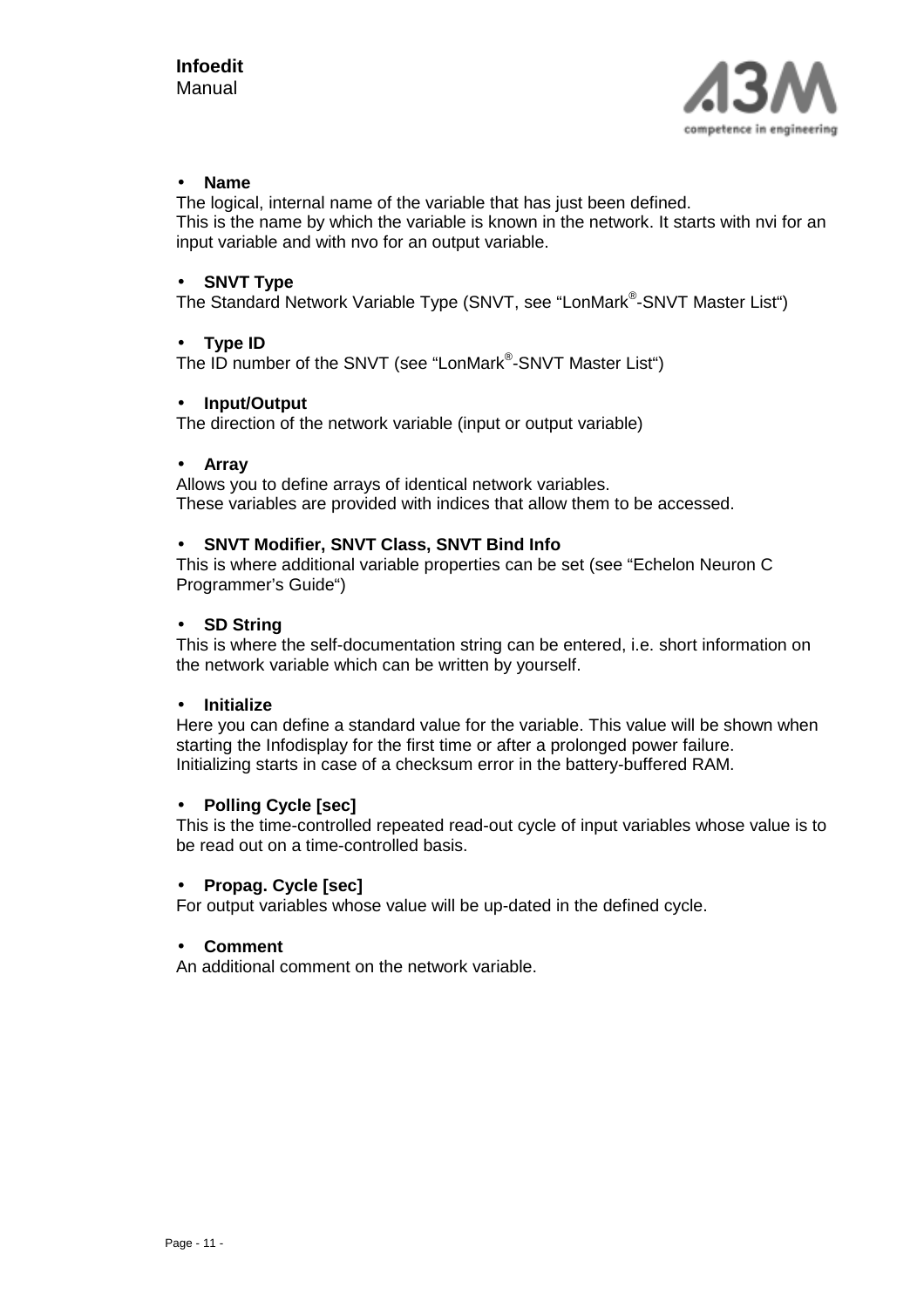- **Name**

The logical, internal name of the variable that has just been defined.
This is the name by which the variable is known in the network. It starts with nvi for an input variable and with nvo for an output variable.

- **SNVT Type**

The Standard Network Variable Type (SNVT, see “LonMark®-SNVT Master List“)

- **Type ID**

The ID number of the SNVT (see “LonMark®-SNVT Master List“)

- **Input/Output**

The direction of the network variable (input or output variable)

- **Array**

Allows you to define arrays of identical network variables.
These variables are provided with indices that allow them to be accessed.

- **SNVT Modifier, SNVT Class, SNVT Bind Info**

This is where additional variable properties can be set (see “Echelon Neuron C Programmer’s Guide“)

- **SD String**

This is where the self-documentation string can be entered, i.e. short information on the network variable which can be written by yourself.

- **Initialize**

Here you can define a standard value for the variable. This value will be shown when starting the Infodisplay for the first time or after a prolonged power failure.
Initializing starts in case of a checksum error in the battery-buffered RAM.

- **Polling Cycle [sec]**

This is the time-controlled repeated read-out cycle of input variables whose value is to be read out on a time-controlled basis.

- **Propag. Cycle [sec]**

For output variables whose value will be up-dated in the defined cycle.

- **Comment**

An additional comment on the network variable.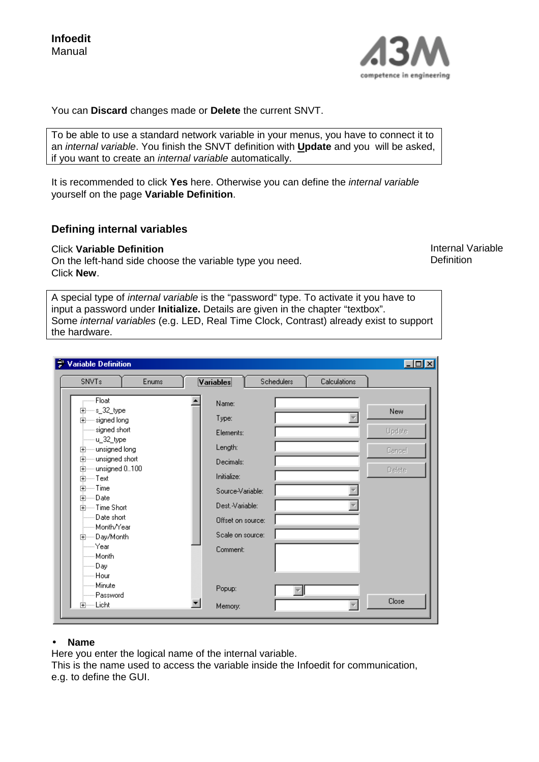You can **Discard** changes made or **Delete** the current SNVT.

> To be able to use a standard network variable in your menus, you have to connect it to an *internal variable*. You finish the SNVT definition with **Update** and you will be asked, if you want to create an *internal variable* automatically.

It is recommended to click **Yes** here. Otherwise you can define the *internal variable* yourself on the page **Variable Definition**.

## Defining internal variables

Internal Variable Definition

Click **Variable Definition**
On the left-hand side choose the variable type you need.
Click **New**.

> A special type of *internal variable* is the "password" type. To activate it you have to input a password under **Initialize.** Details are given in the chapter "textbox".
> Some *internal variables* (e.g. LED, Real Time Clock, Contrast) already exist to support the hardware.

- **Name**

Here you enter the logical name of the internal variable.
This is the name used to access the variable inside the Infoedit for communication, e.g. to define the GUI.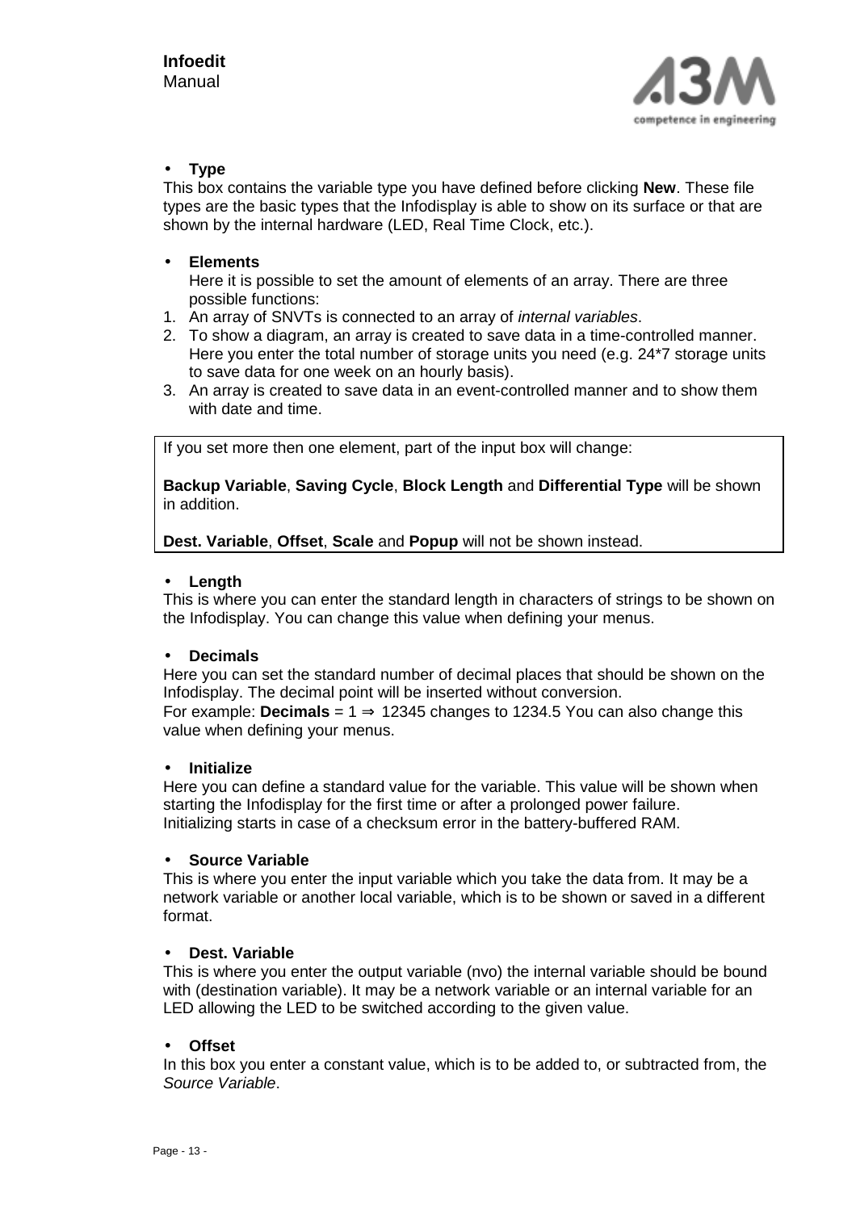- **Type**

This box contains the variable type you have defined before clicking **New**. These file types are the basic types that the Infodisplay is able to show on its surface or that are shown by the internal hardware (LED, Real Time Clock, etc.).

- **Elements**

  Here it is possible to set the amount of elements of an array. There are three possible functions:

1. An array of SNVTs is connected to an array of *internal variables*.
2. To show a diagram, an array is created to save data in a time-controlled manner. Here you enter the total number of storage units you need (e.g. 24*7 storage units to save data for one week on an hourly basis).
3. An array is created to save data in an event-controlled manner and to show them with date and time.

> If you set more then one element, part of the input box will change:
>
> **Backup Variable**, **Saving Cycle**, **Block Length** and **Differential Type** will be shown in addition.
>
> **Dest. Variable**, **Offset**, **Scale** and **Popup** will not be shown instead.

- **Length**

This is where you can enter the standard length in characters of strings to be shown on the Infodisplay. You can change this value when defining your menus.

- **Decimals**

Here you can set the standard number of decimal places that should be shown on the Infodisplay. The decimal point will be inserted without conversion.
For example: **Decimals** = 1 ⇒ 12345 changes to 1234.5 You can also change this value when defining your menus.

- **Initialize**

Here you can define a standard value for the variable. This value will be shown when starting the Infodisplay for the first time or after a prolonged power failure.
Initializing starts in case of a checksum error in the battery-buffered RAM.

- **Source Variable**

This is where you enter the input variable which you take the data from. It may be a network variable or another local variable, which is to be shown or saved in a different format.

- **Dest. Variable**

This is where you enter the output variable (nvo) the internal variable should be bound with (destination variable). It may be a network variable or an internal variable for an LED allowing the LED to be switched according to the given value.

- **Offset**

In this box you enter a constant value, which is to be added to, or subtracted from, the *Source Variable*.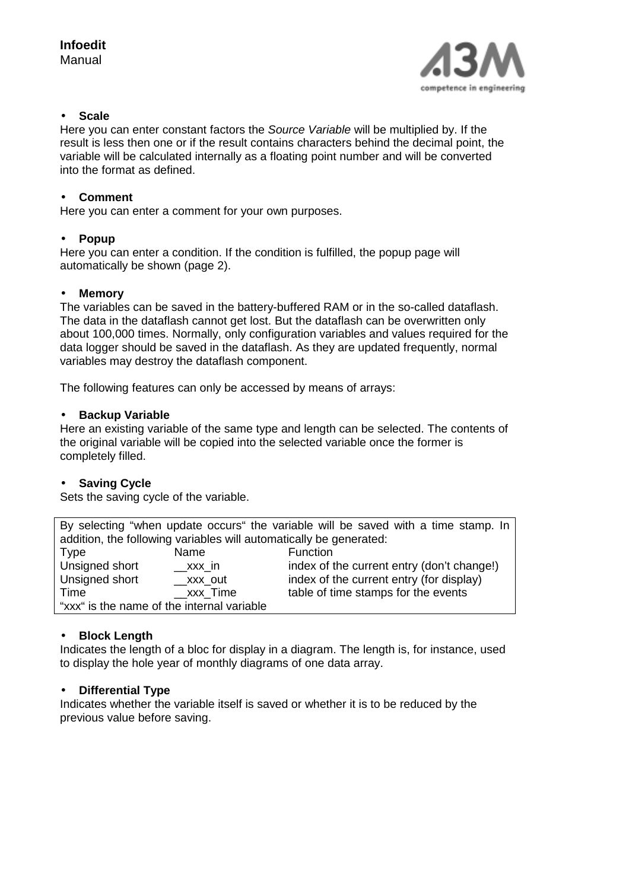- **Scale**

Here you can enter constant factors the *Source Variable* will be multiplied by. If the result is less then one or if the result contains characters behind the decimal point, the variable will be calculated internally as a floating point number and will be converted into the format as defined.

- **Comment**

Here you can enter a comment for your own purposes.

- **Popup**

Here you can enter a condition. If the condition is fulfilled, the popup page will automatically be shown (page 2).

- **Memory**

The variables can be saved in the battery-buffered RAM or in the so-called dataflash. The data in the dataflash cannot get lost. But the dataflash can be overwritten only about 100,000 times. Normally, only configuration variables and values required for the data logger should be saved in the dataflash. As they are updated frequently, normal variables may destroy the dataflash component.

The following features can only be accessed by means of arrays:

- **Backup Variable**

Here an existing variable of the same type and length can be selected. The contents of the original variable will be copied into the selected variable once the former is completely filled.

- **Saving Cycle**

Sets the saving cycle of the variable.

By selecting “when update occurs“ the variable will be saved with a time stamp. In addition, the following variables will automatically be generated:

| Type | Name | Function |
|---|---|---|
| Unsigned short | __xxx_in | index of the current entry (don’t change!) |
| Unsigned short | __xxx_out | index of the current entry (for display) |
| Time | __xxx_Time | table of time stamps for the events |

“xxx“ is the name of the internal variable

- **Block Length**

Indicates the length of a bloc for display in a diagram. The length is, for instance, used to display the hole year of monthly diagrams of one data array.

- **Differential Type**

Indicates whether the variable itself is saved or whether it is to be reduced by the previous value before saving.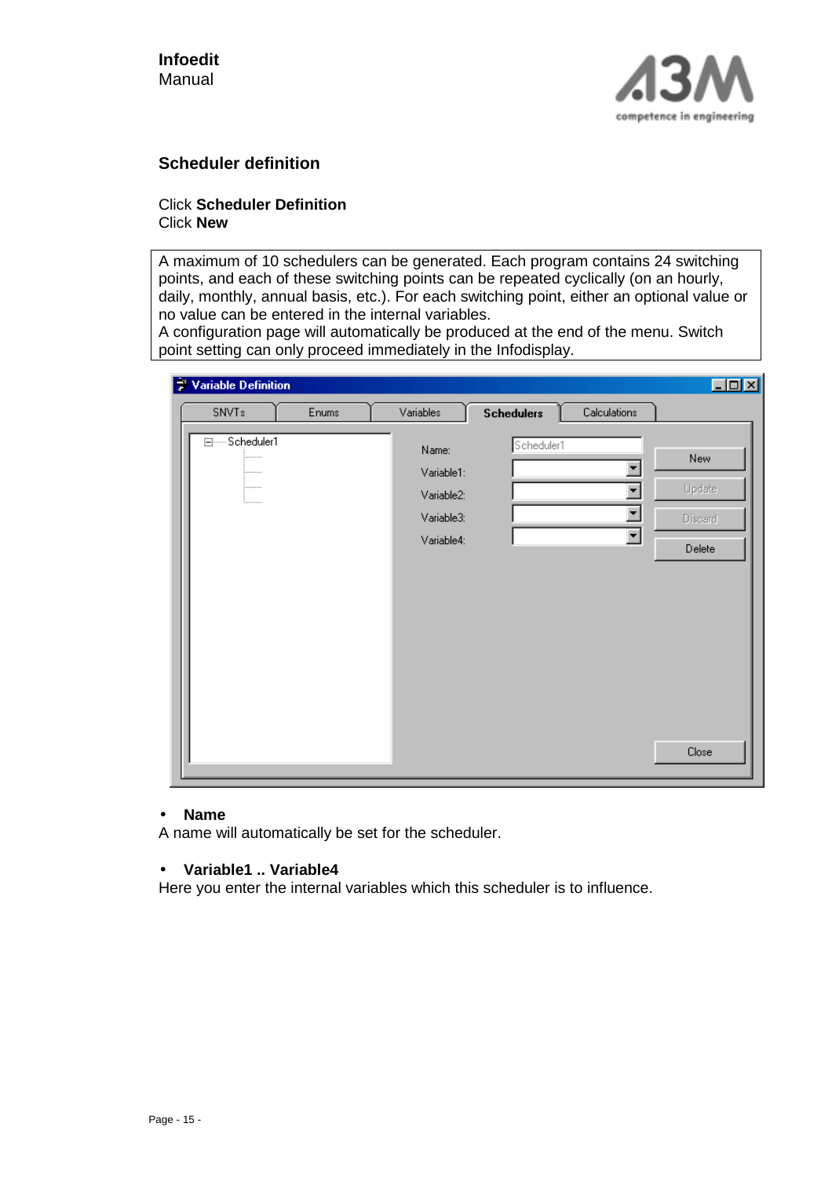## Scheduler definition

Click **Scheduler Definition**
Click **New**

A maximum of 10 schedulers can be generated. Each program contains 24 switching points, and each of these switching points can be repeated cyclically (on an hourly, daily, monthly, annual basis, etc.). For each switching point, either an optional value or no value can be entered in the internal variables.
A configuration page will automatically be produced at the end of the menu. Switch point setting can only proceed immediately in the Infodisplay.

- **Name**

A name will automatically be set for the scheduler.

- **Variable1 .. Variable4**

Here you enter the internal variables which this scheduler is to influence.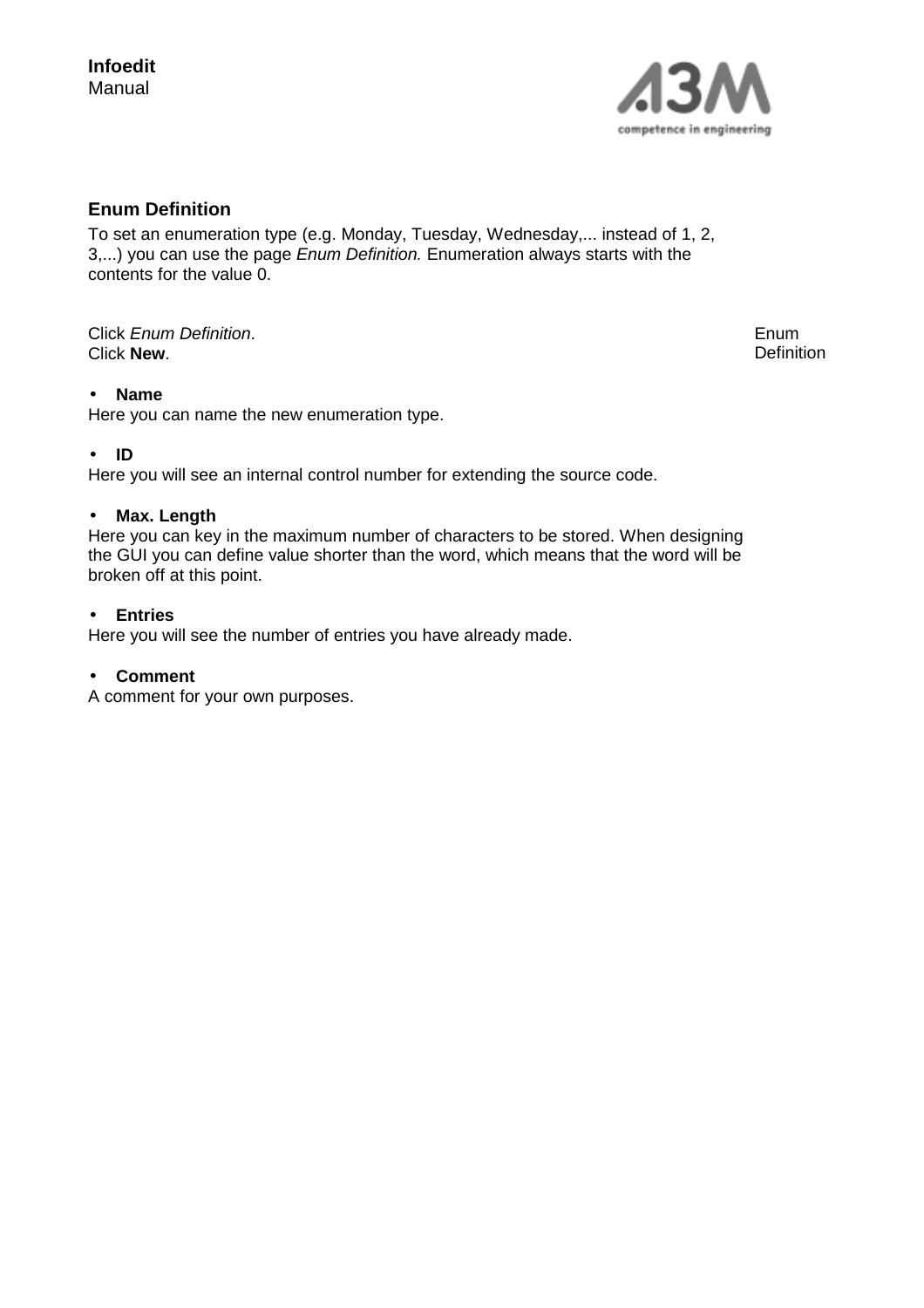## Enum Definition

To set an enumeration type (e.g. Monday, Tuesday, Wednesday,... instead of 1, 2, 3,...) you can use the page *Enum Definition.* Enumeration always starts with the contents for the value 0.

Enum Definition

Click *Enum Definition*.
Click **New**.

- **Name**

Here you can name the new enumeration type.

- **ID**

Here you will see an internal control number for extending the source code.

- **Max. Length**

Here you can key in the maximum number of characters to be stored. When designing the GUI you can define value shorter than the word, which means that the word will be broken off at this point.

- **Entries**

Here you will see the number of entries you have already made.

- **Comment**

A comment for your own purposes.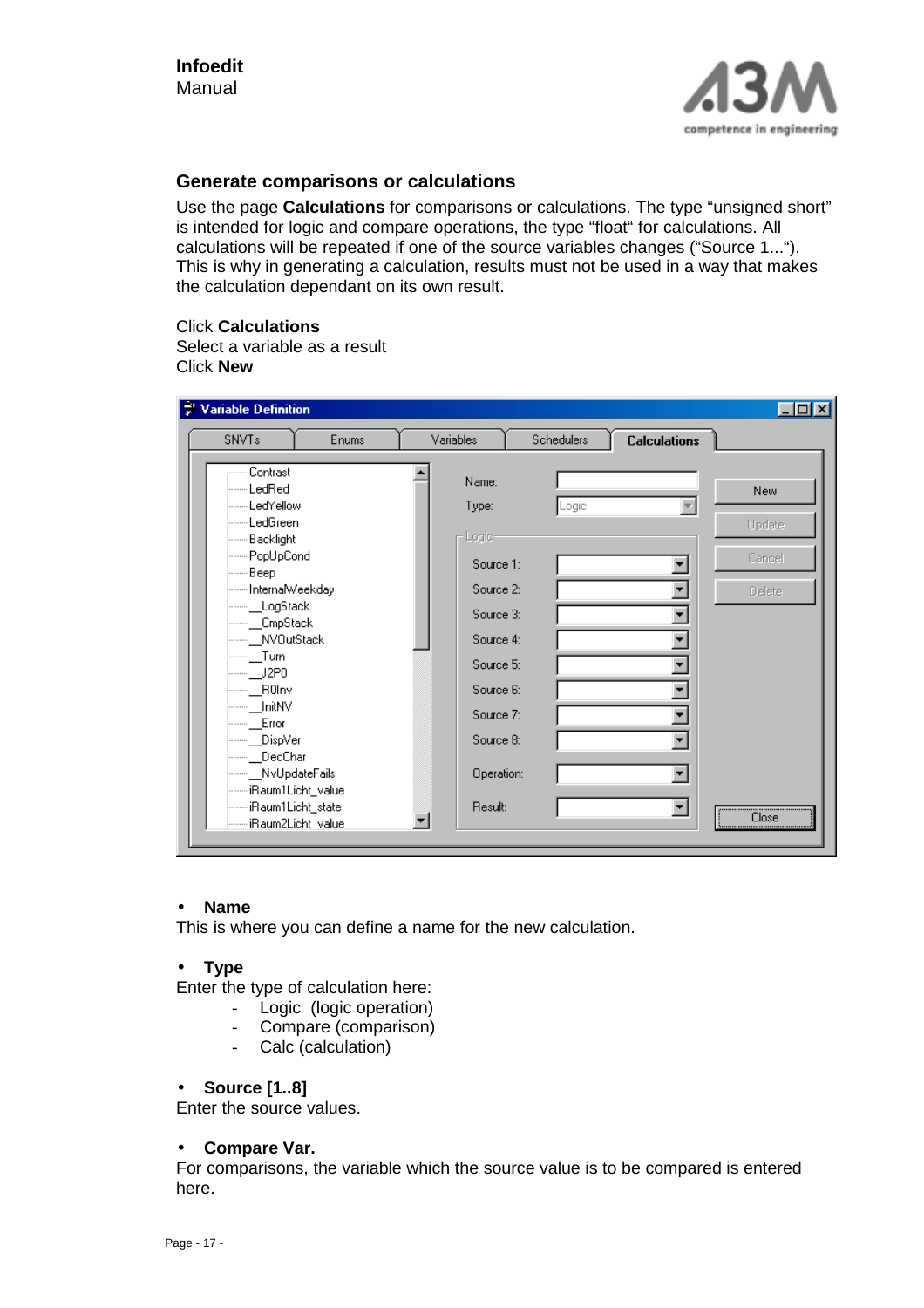## Generate comparisons or calculations

Use the page **Calculations** for comparisons or calculations. The type "unsigned short" is intended for logic and compare operations, the type "float" for calculations. All calculations will be repeated if one of the source variables changes ("Source 1..."). This is why in generating a calculation, results must not be used in a way that makes the calculation dependant on its own result.

Click **Calculations**
Select a variable as a result
Click **New**

- **Name**

This is where you can define a name for the new calculation.

- **Type**

Enter the type of calculation here:

- Logic (logic operation)
- Compare (comparison)
- Calc (calculation)

- **Source [1..8]**

Enter the source values.

- **Compare Var.**

For comparisons, the variable which the source value is to be compared is entered here.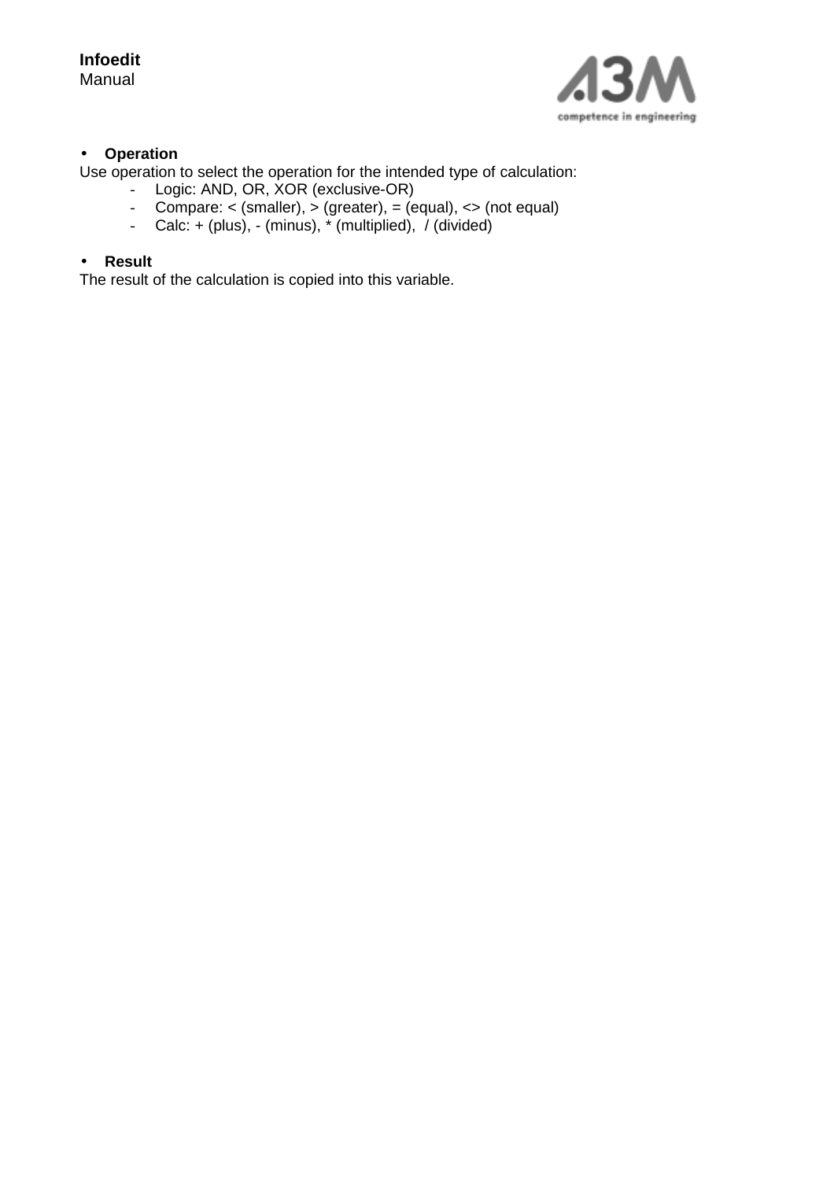- **Operation**

Use operation to select the operation for the intended type of calculation:

  - Logic: AND, OR, XOR (exclusive-OR)
  - Compare: < (smaller), > (greater), = (equal), <> (not equal)
  - Calc: + (plus), - (minus), * (multiplied),  / (divided)

- **Result**

The result of the calculation is copied into this variable.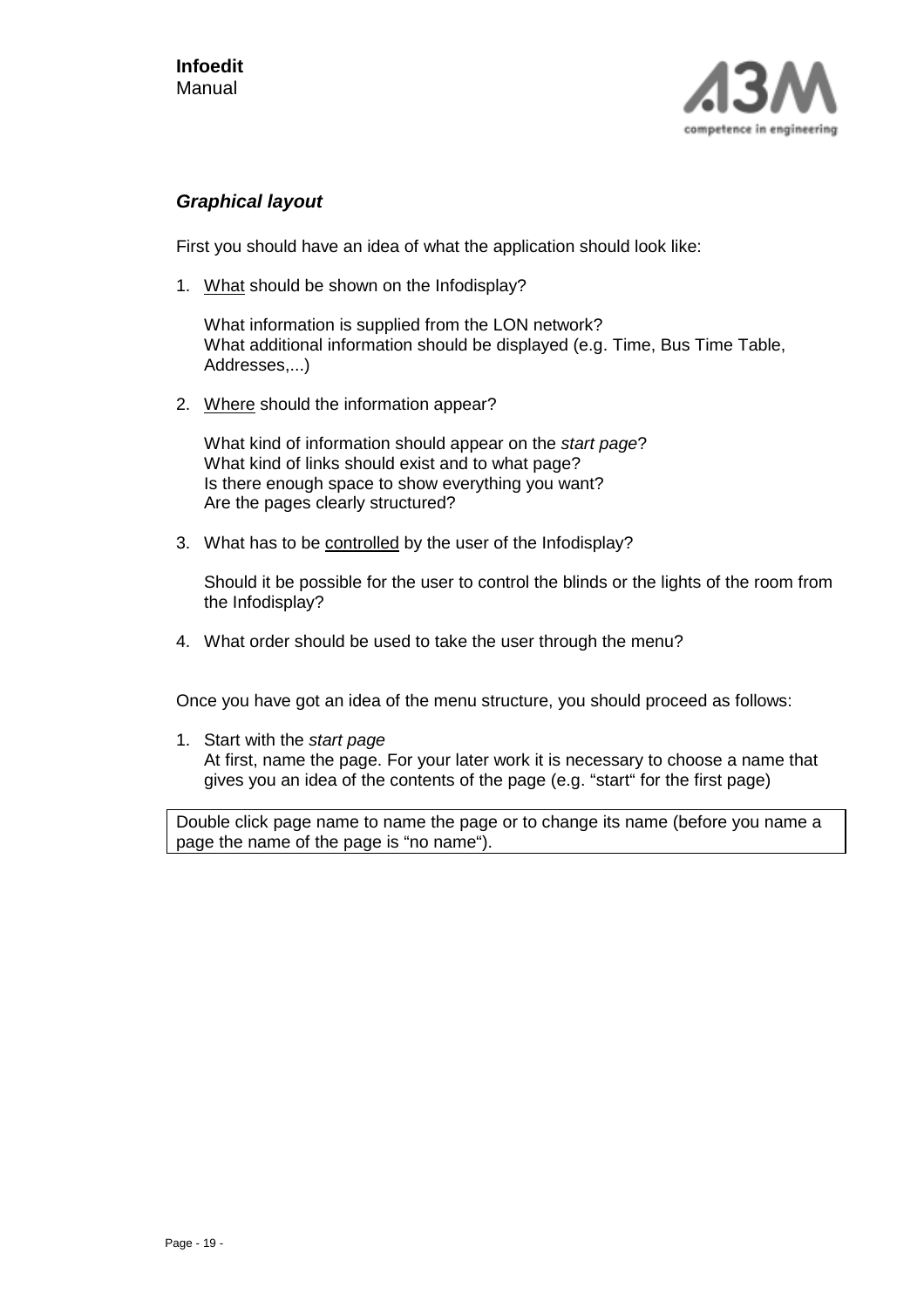### *Graphical layout*

First you should have an idea of what the application should look like:

1. <u>What</u> should be shown on the Infodisplay?

   What information is supplied from the LON network?
   What additional information should be displayed (e.g. Time, Bus Time Table, Addresses,...)

2. <u>Where</u> should the information appear?

   What kind of information should appear on the *start page*?
   What kind of links should exist and to what page?
   Is there enough space to show everything you want?
   Are the pages clearly structured?

3. What has to be <u>controlled</u> by the user of the Infodisplay?

   Should it be possible for the user to control the blinds or the lights of the room from the Infodisplay?

4. What order should be used to take the user through the menu?

Once you have got an idea of the menu structure, you should proceed as follows:

1. Start with the *start page*
   At first, name the page. For your later work it is necessary to choose a name that gives you an idea of the contents of the page (e.g. “start“ for the first page)

| Double click page name to name the page or to change its name (before you name a page the name of the page is “no name“). |
|---|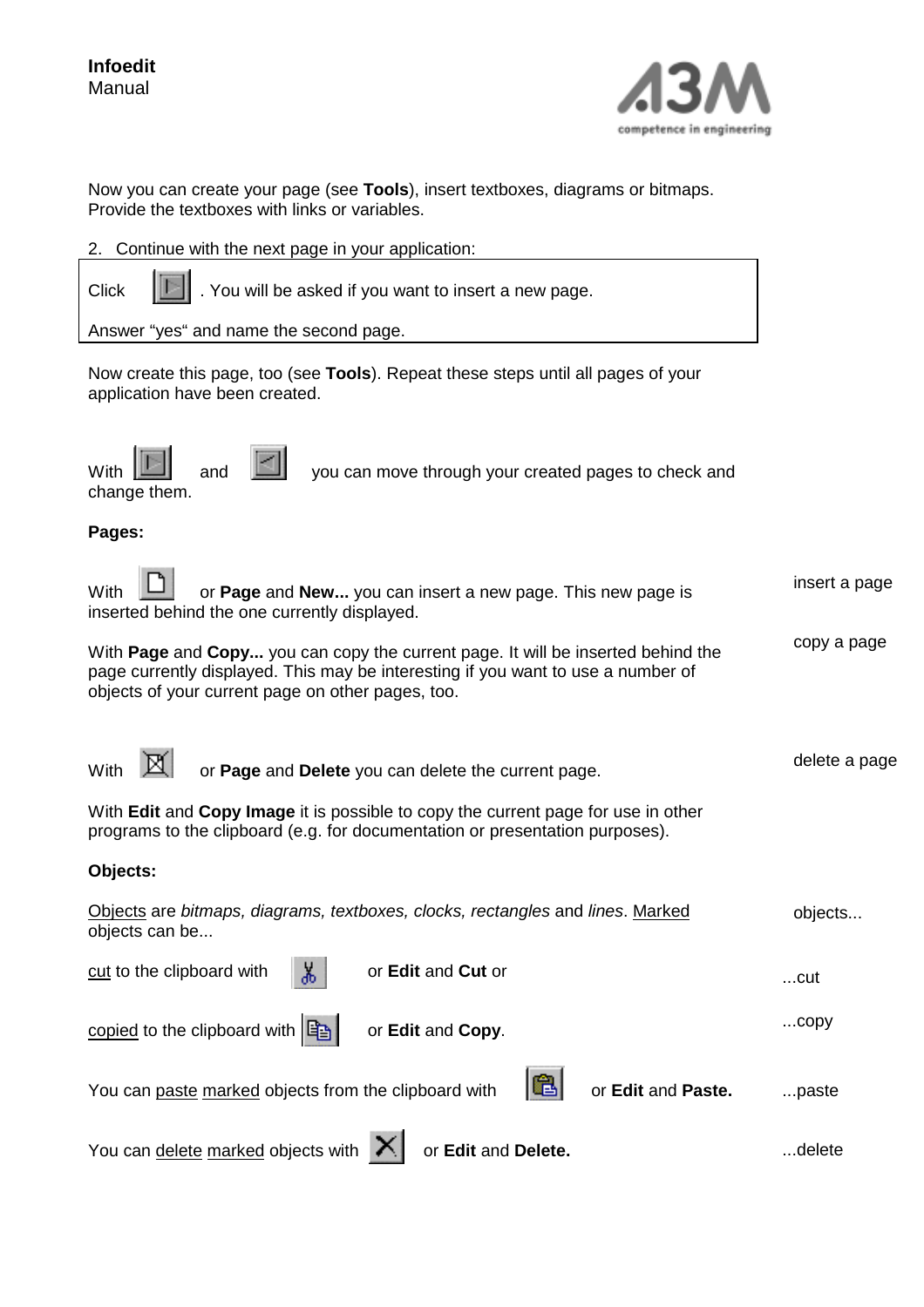Now you can create your page (see **Tools**), insert textboxes, diagrams or bitmaps. Provide the textboxes with links or variables.

2. Continue with the next page in your application:

Click . You will be asked if you want to insert a new page.

Answer "yes" and name the second page.

Now create this page, too (see **Tools**). Repeat these steps until all pages of your application have been created.

With and you can move through your created pages to check and change them.

**Pages:**

With or **Page** and **New...** you can insert a new page. This new page is inserted behind the one currently displayed. — insert a page

With **Page** and **Copy...** you can copy the current page. It will be inserted behind the page currently displayed. This may be interesting if you want to use a number of objects of your current page on other pages, too. — copy a page

With or **Page** and **Delete** you can delete the current page. — delete a page

With **Edit** and **Copy Image** it is possible to copy the current page for use in other programs to the clipboard (e.g. for documentation or presentation purposes).

**Objects:**

Objects are *bitmaps, diagrams, textboxes, clocks, rectangles* and *lines*. Marked objects can be... — objects...

cut to the clipboard with or **Edit** and **Cut** or — ...cut

copied to the clipboard with or **Edit** and **Copy**. — ...copy

You can paste marked objects from the clipboard with or **Edit** and **Paste.** — ...paste

You can delete marked objects with or **Edit** and **Delete.** — ...delete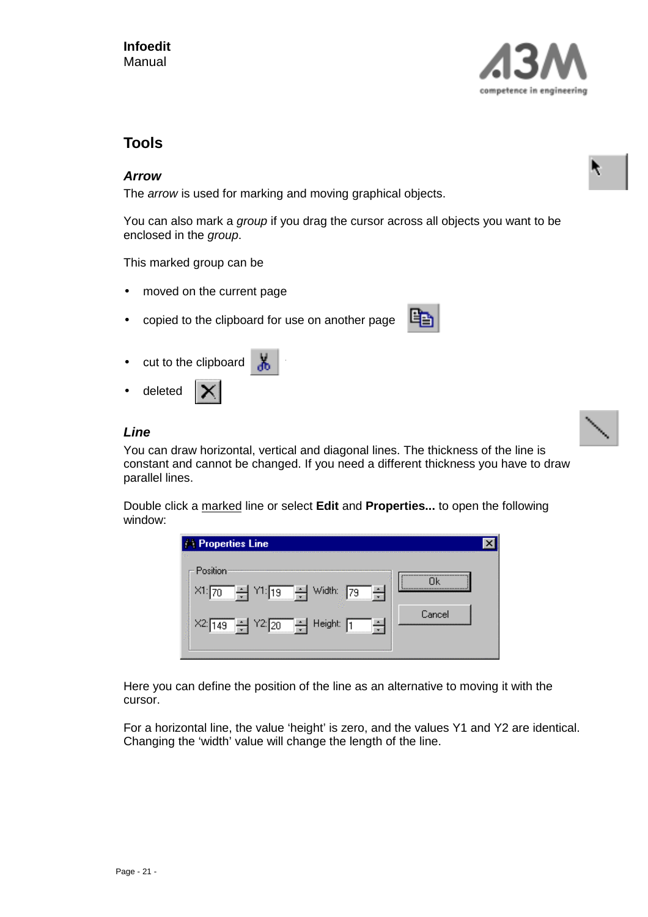## Tools

### *Arrow*

The *arrow* is used for marking and moving graphical objects.

You can also mark a *group* if you drag the cursor across all objects you want to be enclosed in the *group*.

This marked group can be

- moved on the current page
- copied to the clipboard for use on another page
- cut to the clipboard
- deleted

### *Line*

You can draw horizontal, vertical and diagonal lines. The thickness of the line is constant and cannot be changed. If you need a different thickness you have to draw parallel lines.

Double click a marked line or select **Edit** and **Properties...** to open the following window:

Here you can define the position of the line as an alternative to moving it with the cursor.

For a horizontal line, the value 'height' is zero, and the values Y1 and Y2 are identical. Changing the 'width' value will change the length of the line.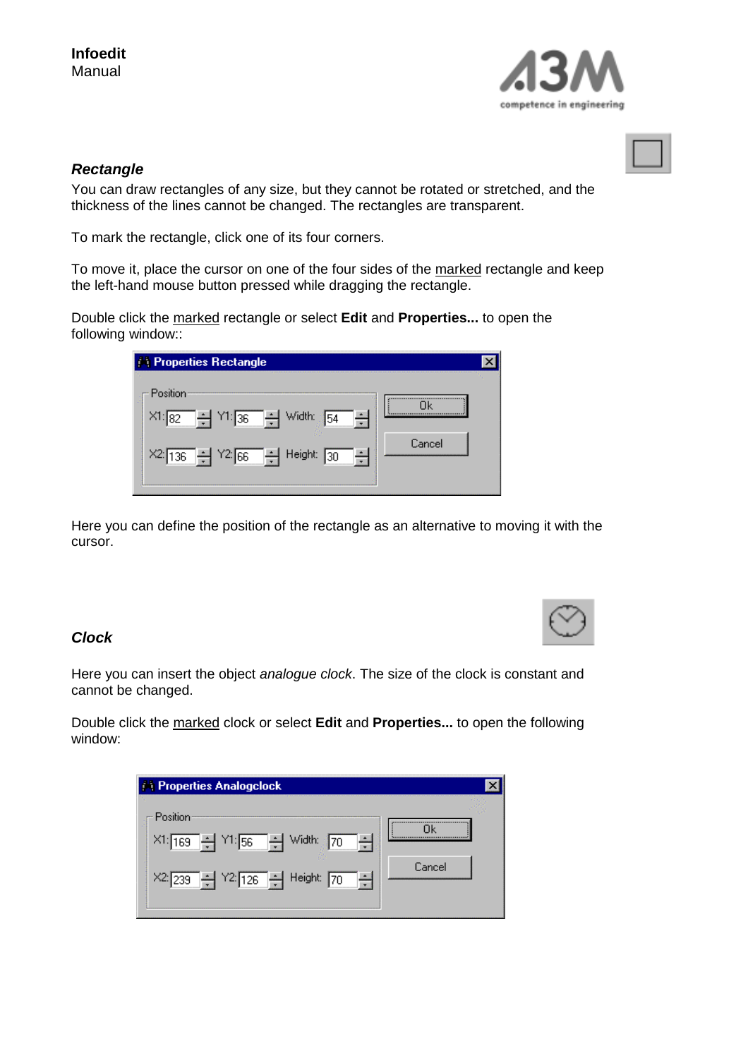### *Rectangle*

You can draw rectangles of any size, but they cannot be rotated or stretched, and the thickness of the lines cannot be changed. The rectangles are transparent.

To mark the rectangle, click one of its four corners.

To move it, place the cursor on one of the four sides of the marked rectangle and keep the left-hand mouse button pressed while dragging the rectangle.

Double click the marked rectangle or select **Edit** and **Properties...** to open the following window::

Properties Rectangle

Position

X1: 82 Y1: 36 Width: 54

X2: 136 Y2: 66 Height: 30

Ok

Cancel

Here you can define the position of the rectangle as an alternative to moving it with the cursor.

### *Clock*

Here you can insert the object *analogue clock*. The size of the clock is constant and cannot be changed.

Double click the marked clock or select **Edit** and **Properties...** to open the following window:

Properties Analogclock

Position

X1: 169 Y1: 56 Width: 70

X2: 239 Y2: 126 Height: 70

Ok

Cancel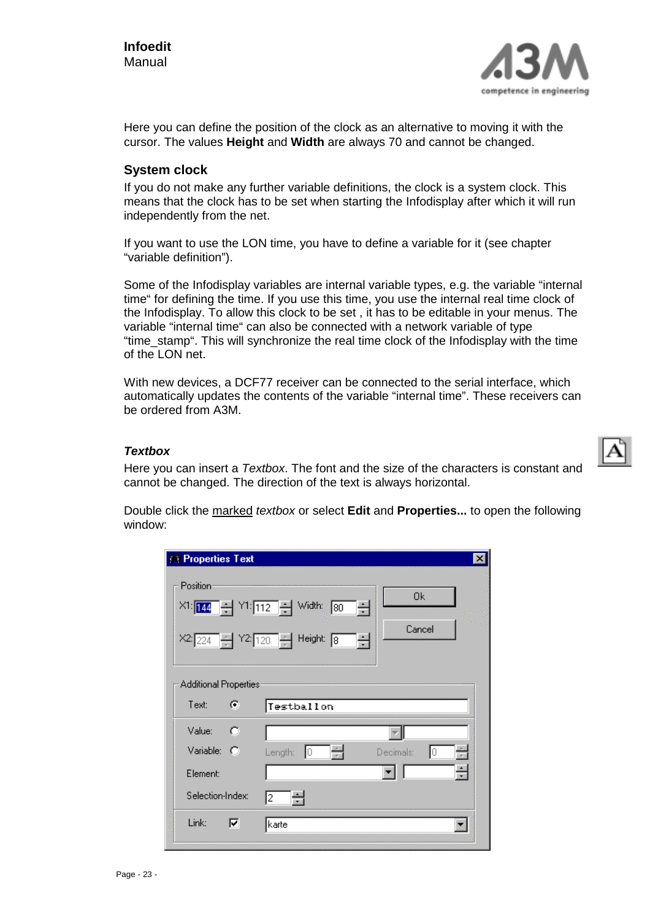Here you can define the position of the clock as an alternative to moving it with the cursor. The values **Height** and **Width** are always 70 and cannot be changed.

### System clock

If you do not make any further variable definitions, the clock is a system clock. This means that the clock has to be set when starting the Infodisplay after which it will run independently from the net.

If you want to use the LON time, you have to define a variable for it (see chapter “variable definition”).

Some of the Infodisplay variables are internal variable types, e.g. the variable “internal time“ for defining the time. If you use this time, you use the internal real time clock of the Infodisplay. To allow this clock to be set , it has to be editable in your menus. The variable “internal time“ can also be connected with a network variable of type “time_stamp“. This will synchronize the real time clock of the Infodisplay with the time of the LON net.

With new devices, a DCF77 receiver can be connected to the serial interface, which automatically updates the contents of the variable “internal time”. These receivers can be ordered from A3M.

### *Textbox*

Here you can insert a *Textbox*. The font and the size of the characters is constant and cannot be changed. The direction of the text is always horizontal.

Double click the marked *textbox* or select **Edit** and **Properties...** to open the following window: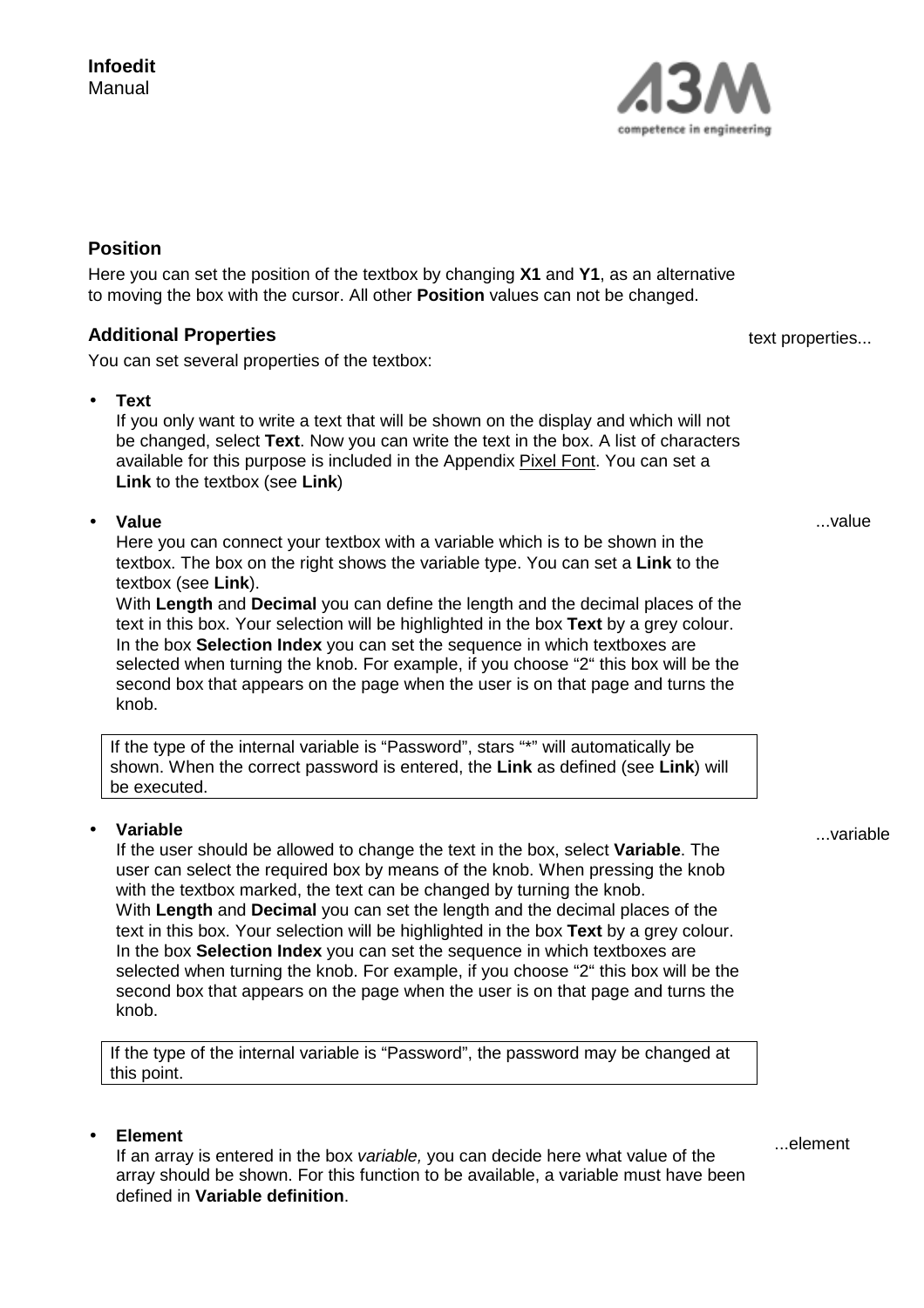## Position

Here you can set the position of the textbox by changing **X1** and **Y1**, as an alternative to moving the box with the cursor. All other **Position** values can not be changed.

## Additional Properties

text properties...

You can set several properties of the textbox:

- **Text**
  If you only want to write a text that will be shown on the display and which will not be changed, select **Text**. Now you can write the text in the box. A list of characters available for this purpose is included in the Appendix Pixel Font. You can set a **Link** to the textbox (see **Link**)

...value

- **Value**
  Here you can connect your textbox with a variable which is to be shown in the textbox. The box on the right shows the variable type. You can set a **Link** to the textbox (see **Link**).
  With **Length** and **Decimal** you can define the length and the decimal places of the text in this box. Your selection will be highlighted in the box **Text** by a grey colour.
  In the box **Selection Index** you can set the sequence in which textboxes are selected when turning the knob. For example, if you choose "2" this box will be the second box that appears on the page when the user is on that page and turns the knob.

> If the type of the internal variable is "Password", stars "*" will automatically be shown. When the correct password is entered, the **Link** as defined (see **Link**) will be executed.

...variable

- **Variable**
  If the user should be allowed to change the text in the box, select **Variable**. The user can select the required box by means of the knob. When pressing the knob with the textbox marked, the text can be changed by turning the knob.
  With **Length** and **Decimal** you can set the length and the decimal places of the text in this box. Your selection will be highlighted in the box **Text** by a grey colour.
  In the box **Selection Index** you can set the sequence in which textboxes are selected when turning the knob. For example, if you choose "2" this box will be the second box that appears on the page when the user is on that page and turns the knob.

> If the type of the internal variable is "Password", the password may be changed at this point.

...element

- **Element**
  If an array is entered in the box *variable,* you can decide here what value of the array should be shown. For this function to be available, a variable must have been defined in **Variable definition**.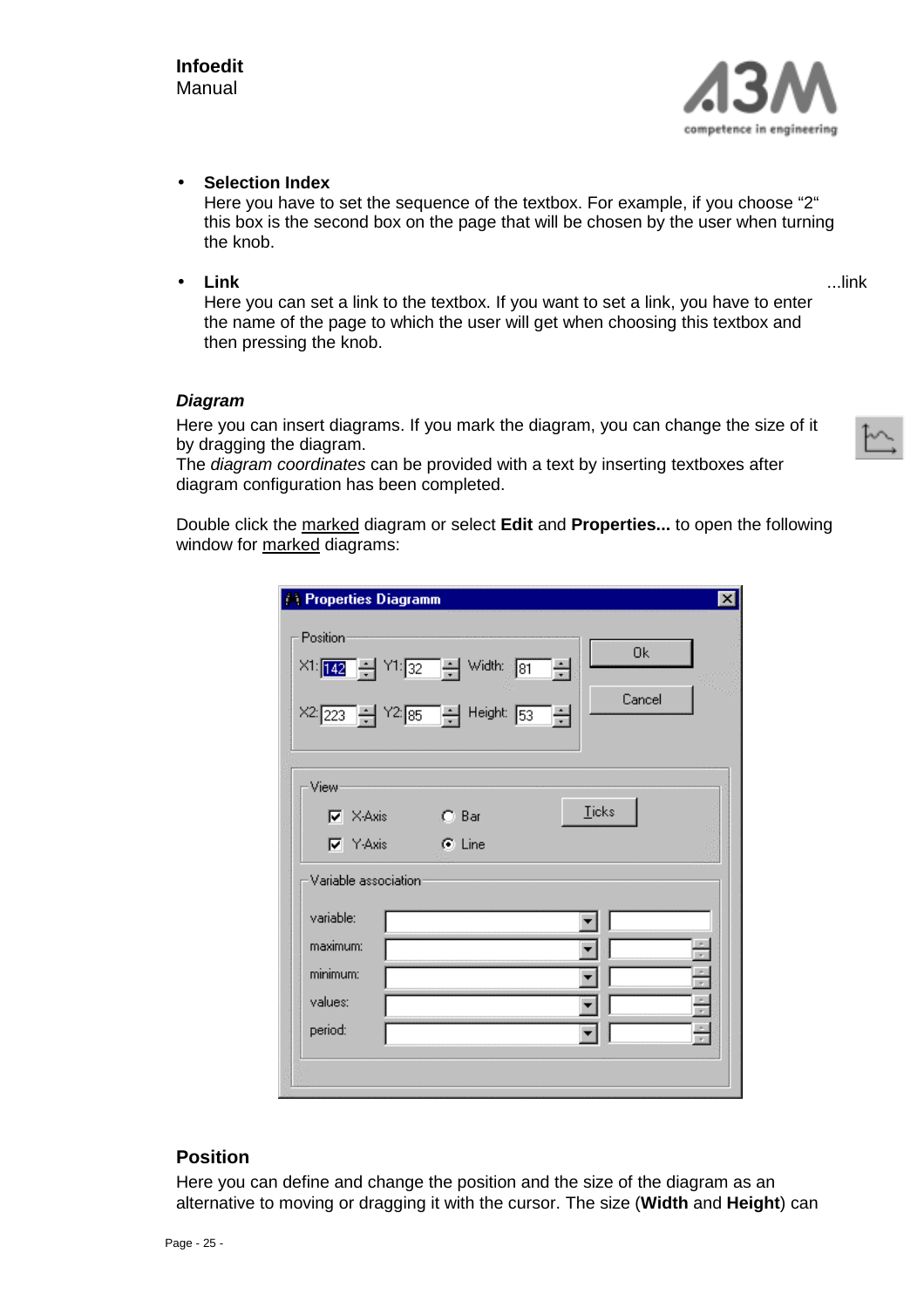- **Selection Index**
  Here you have to set the sequence of the textbox. For example, if you choose “2“ this box is the second box on the page that will be chosen by the user when turning the knob.

- **Link** ...link
  Here you can set a link to the textbox. If you want to set a link, you have to enter the name of the page to which the user will get when choosing this textbox and then pressing the knob.

### *Diagram*

Here you can insert diagrams. If you mark the diagram, you can change the size of it by dragging the diagram.
The *diagram coordinates* can be provided with a text by inserting textboxes after diagram configuration has been completed.

Double click the <u>marked</u> diagram or select **Edit** and **Properties...** to open the following window for <u>marked</u> diagrams:

### Position

Here you can define and change the position and the size of the diagram as an alternative to moving or dragging it with the cursor. The size (**Width** and **Height**) can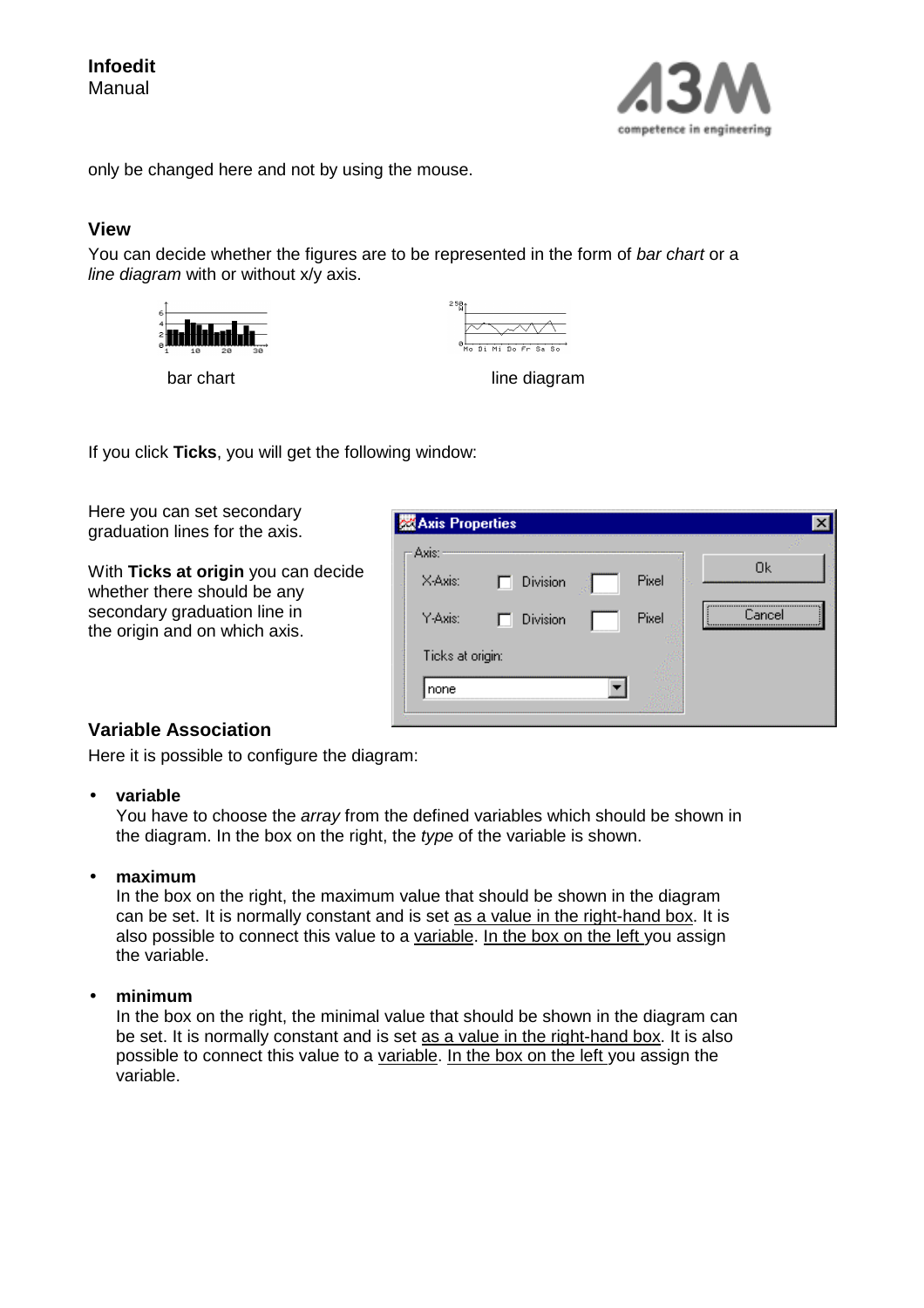only be changed here and not by using the mouse.

## View

You can decide whether the figures are to be represented in the form of *bar chart* or a *line diagram* with or without x/y axis.

bar chart

line diagram

If you click **Ticks**, you will get the following window:

Here you can set secondary graduation lines for the axis.

With **Ticks at origin** you can decide whether there should be any secondary graduation line in the origin and on which axis.

## Variable Association

Here it is possible to configure the diagram:

- **variable**
  You have to choose the *array* from the defined variables which should be shown in the diagram. In the box on the right, the *type* of the variable is shown.

- **maximum**
  In the box on the right, the maximum value that should be shown in the diagram can be set. It is normally constant and is set as a value in the right-hand box. It is also possible to connect this value to a variable. In the box on the left you assign the variable.

- **minimum**
  In the box on the right, the minimal value that should be shown in the diagram can be set. It is normally constant and is set as a value in the right-hand box. It is also possible to connect this value to a variable. In the box on the left you assign the variable.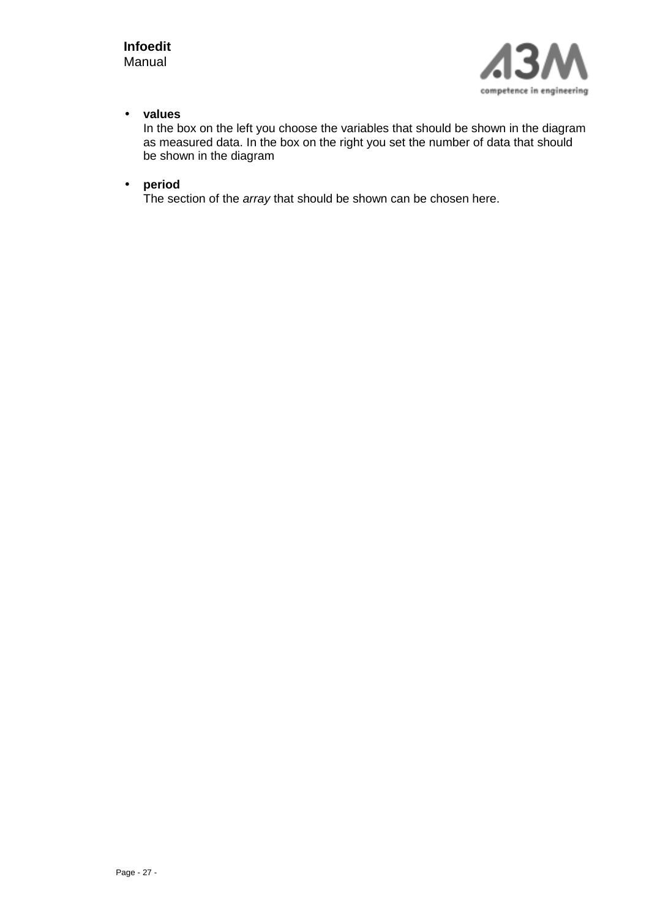- **values**
  In the box on the left you choose the variables that should be shown in the diagram as measured data. In the box on the right you set the number of data that should be shown in the diagram

- **period**
  The section of the *array* that should be shown can be chosen here.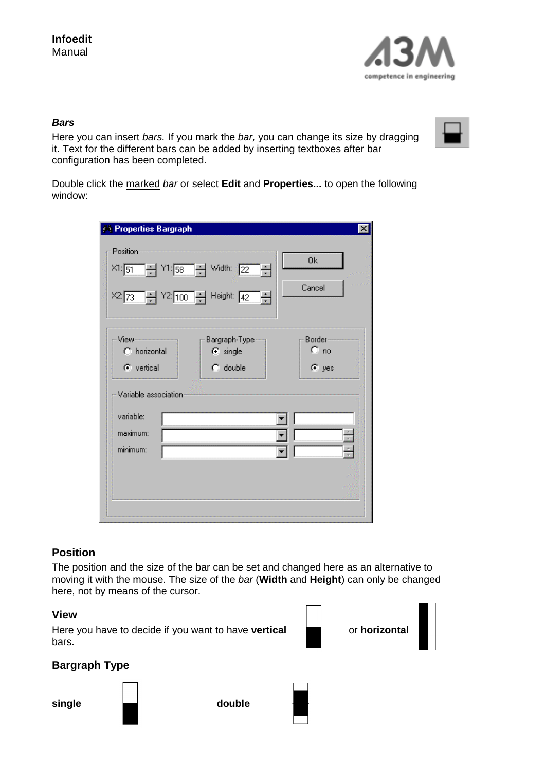### *Bars*

Here you can insert *bars.* If you mark the *bar,* you can change its size by dragging it. Text for the different bars can be added by inserting textboxes after bar configuration has been completed.

Double click the marked *bar* or select **Edit** and **Properties...** to open the following window:

## Position

The position and the size of the bar can be set and changed here as an alternative to moving it with the mouse. The size of the *bar* (**Width** and **Height**) can only be changed here, not by means of the cursor.

## View

Here you have to decide if you want to have **vertical** or **horizontal** bars.

## Bargraph Type

**single** **double**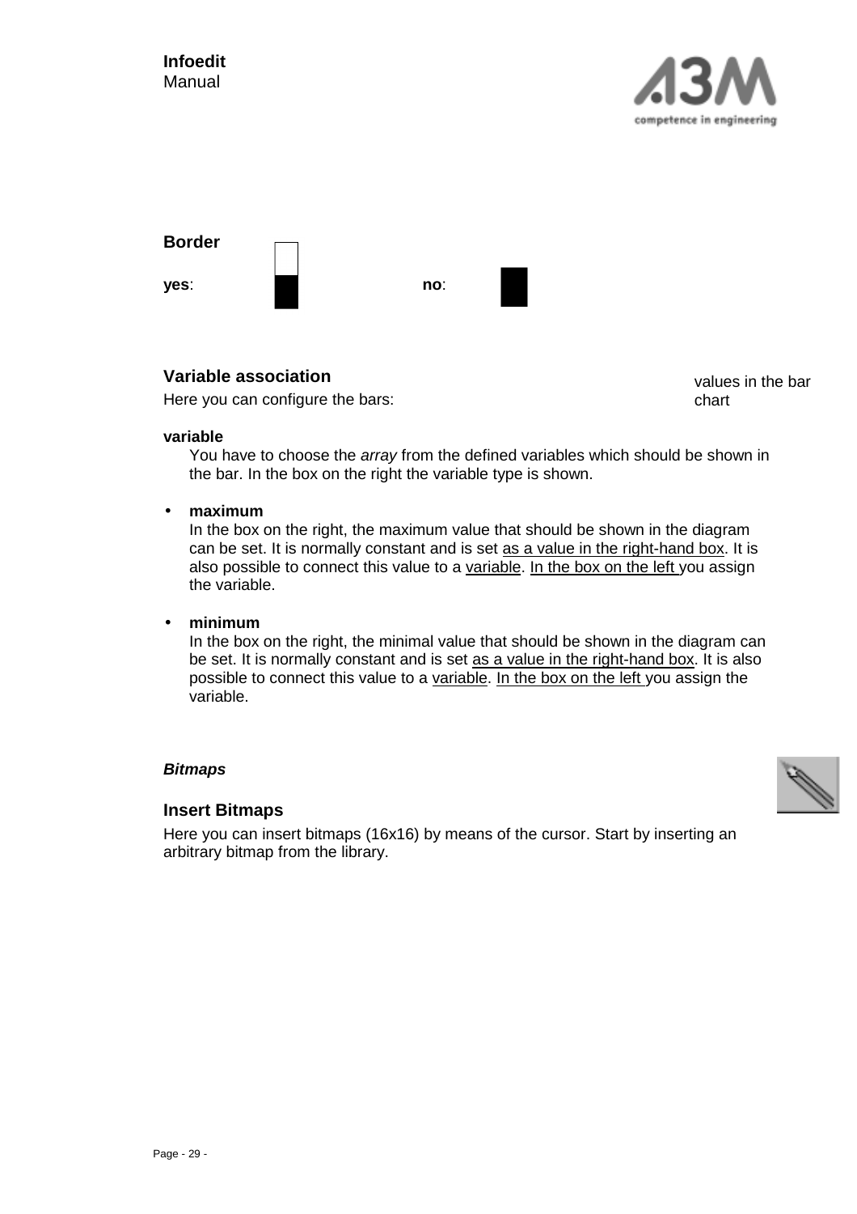**Border**

**yes**: **no**:

### Variable association

Here you can configure the bars:

values in the bar chart

**variable**
You have to choose the *array* from the defined variables which should be shown in the bar. In the box on the right the variable type is shown.

- **maximum**
  In the box on the right, the maximum value that should be shown in the diagram can be set. It is normally constant and is set as a value in the right-hand box. It is also possible to connect this value to a variable. In the box on the left you assign the variable.

- **minimum**
  In the box on the right, the minimal value that should be shown in the diagram can be set. It is normally constant and is set as a value in the right-hand box. It is also possible to connect this value to a variable. In the box on the left you assign the variable.

***Bitmaps***

### Insert Bitmaps

Here you can insert bitmaps (16x16) by means of the cursor. Start by inserting an arbitrary bitmap from the library.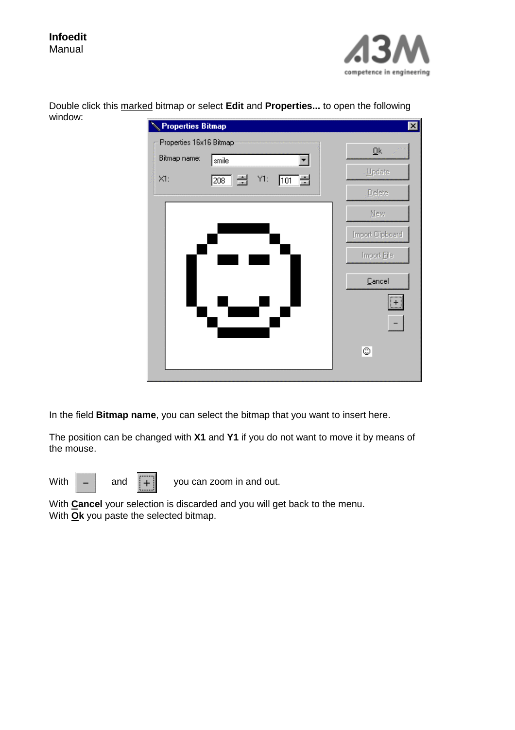Double click this marked bitmap or select **Edit** and **Properties...** to open the following window:

In the field **Bitmap name**, you can select the bitmap that you want to insert here.

The position can be changed with **X1** and **Y1** if you do not want to move it by means of the mouse.

With [ – ] and [ + ] you can zoom in and out.

With **Cancel** your selection is discarded and you will get back to the menu.
With **Ok** you paste the selected bitmap.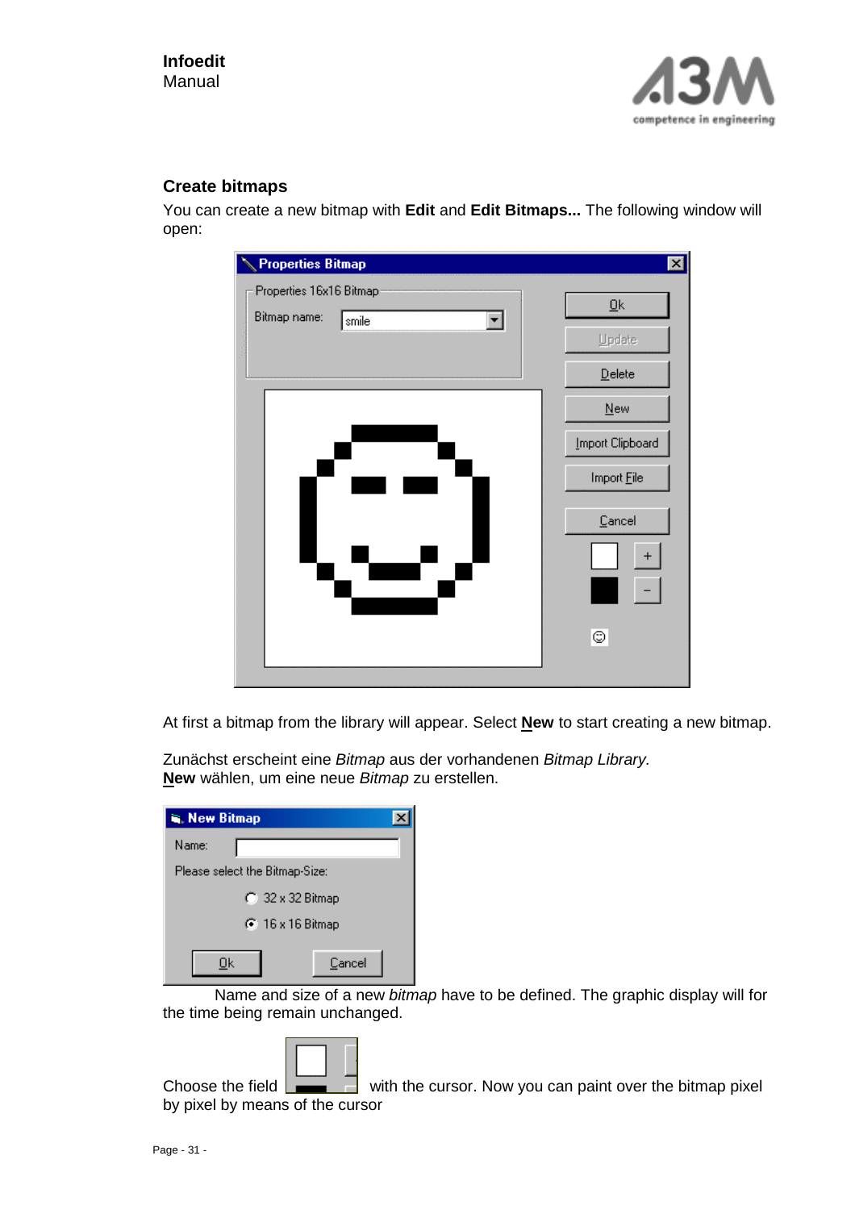## Create bitmaps

You can create a new bitmap with **Edit** and **Edit Bitmaps...** The following window will open:

At first a bitmap from the library will appear. Select **New** to start creating a new bitmap.

Zunächst erscheint eine *Bitmap* aus der vorhandenen *Bitmap Library*.
**New** wählen, um eine neue *Bitmap* zu erstellen.

Name and size of a new *bitmap* have to be defined. The graphic display will for the time being remain unchanged.

Choose the field with the cursor. Now you can paint over the bitmap pixel by pixel by means of the cursor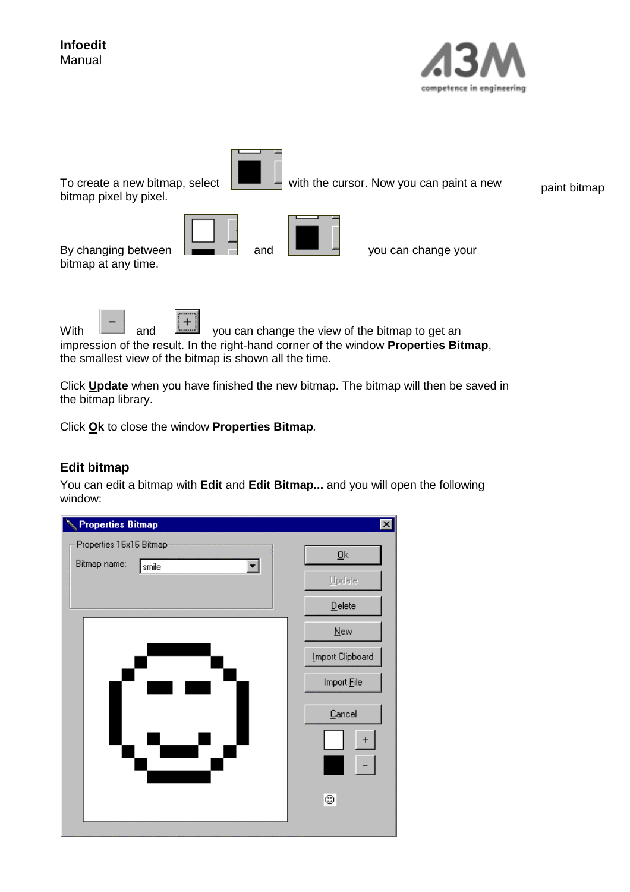To create a new bitmap, select with the cursor. Now you can paint a new bitmap pixel by pixel.

paint bitmap

By changing between and you can change your bitmap at any time.

With and you can change the view of the bitmap to get an impression of the result. In the right-hand corner of the window **Properties Bitmap**, the smallest view of the bitmap is shown all the time.

Click **Update** when you have finished the new bitmap. The bitmap will then be saved in the bitmap library.

Click **Ok** to close the window **Properties Bitmap**.

## Edit bitmap

You can edit a bitmap with **Edit** and **Edit Bitmap...** and you will open the following window: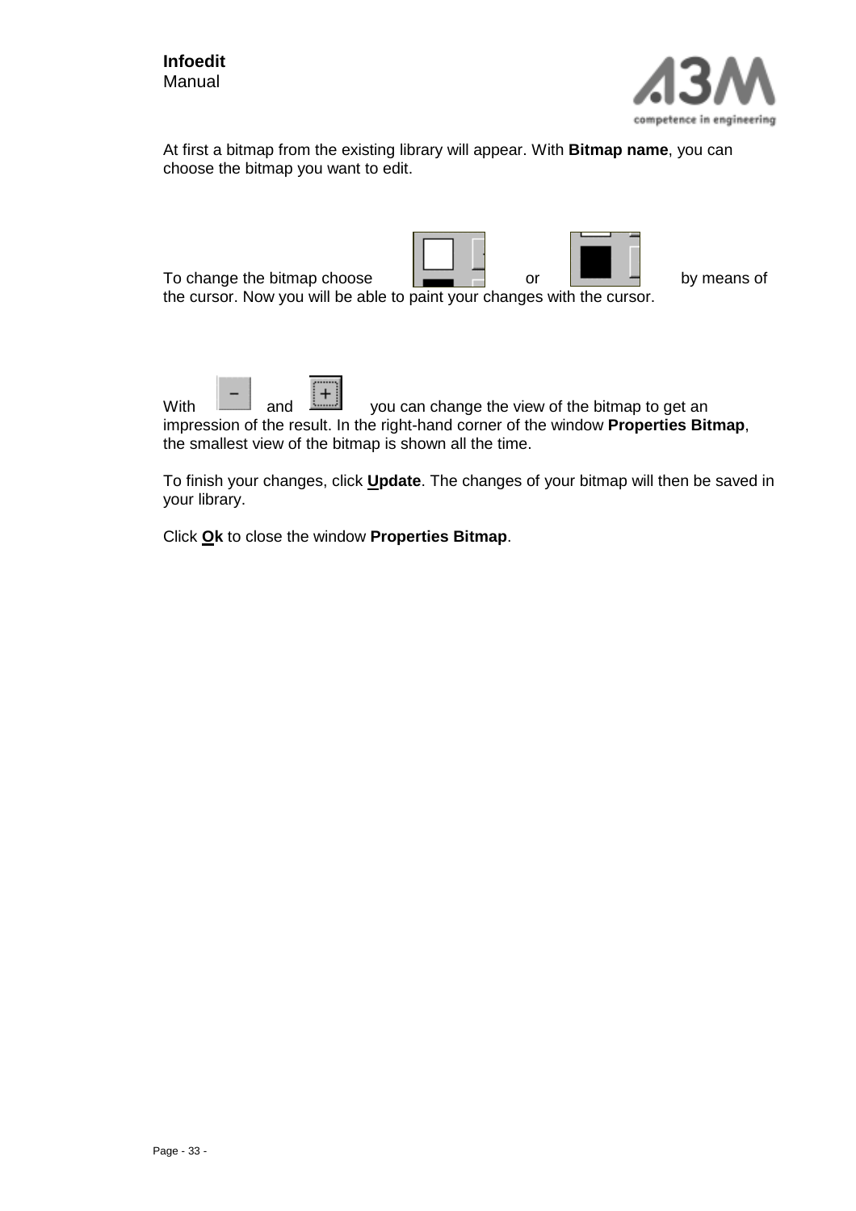At first a bitmap from the existing library will appear. With **Bitmap name**, you can choose the bitmap you want to edit.

To change the bitmap choose or by means of the cursor. Now you will be able to paint your changes with the cursor.

With and you can change the view of the bitmap to get an impression of the result. In the right-hand corner of the window **Properties Bitmap**, the smallest view of the bitmap is shown all the time.

To finish your changes, click **Update**. The changes of your bitmap will then be saved in your library.

Click **Ok** to close the window **Properties Bitmap**.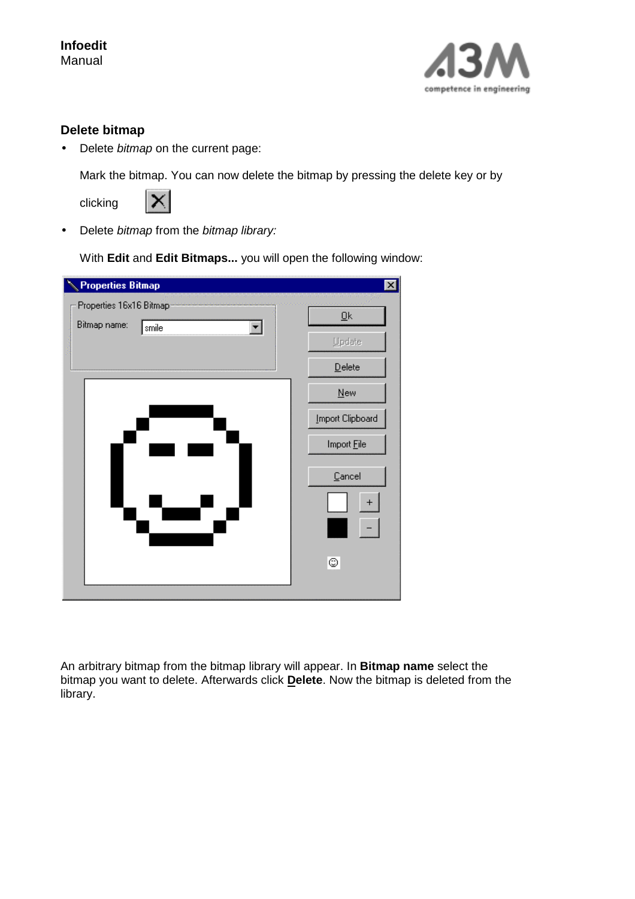## Delete bitmap

- Delete *bitmap* on the current page:

  Mark the bitmap. You can now delete the bitmap by pressing the delete key or by clicking

- Delete *bitmap* from the *bitmap library:*

  With **Edit** and **Edit Bitmaps...** you will open the following window:

An arbitrary bitmap from the bitmap library will appear. In **Bitmap name** select the bitmap you want to delete. Afterwards click **Delete**. Now the bitmap is deleted from the library.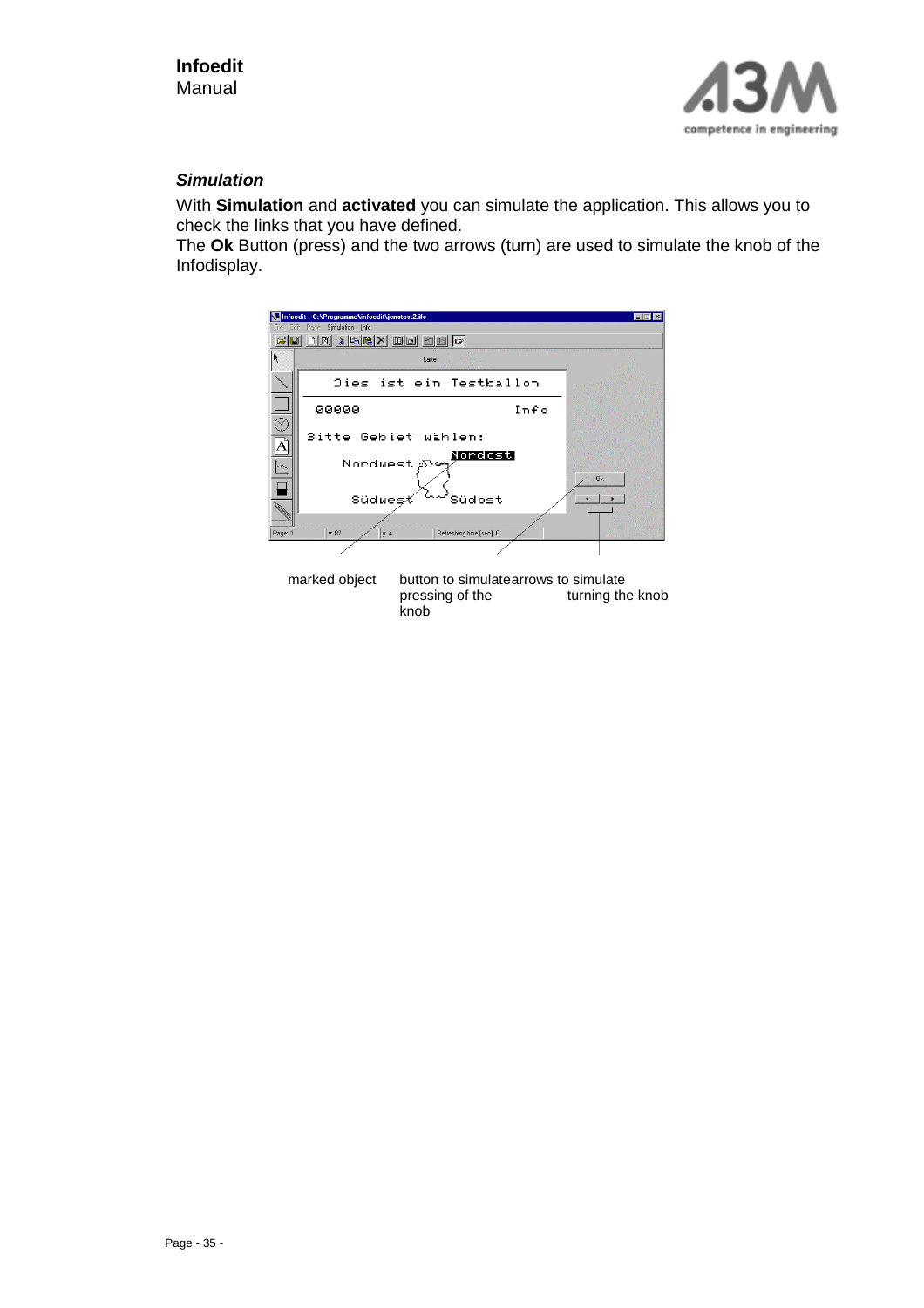### *Simulation*

With **Simulation** and **activated** you can simulate the application. This allows you to check the links that you have defined.

The **Ok** Button (press) and the two arrows (turn) are used to simulate the knob of the Infodisplay.

marked object

button to simulate pressing of the knob

arrows to simulate turning the knob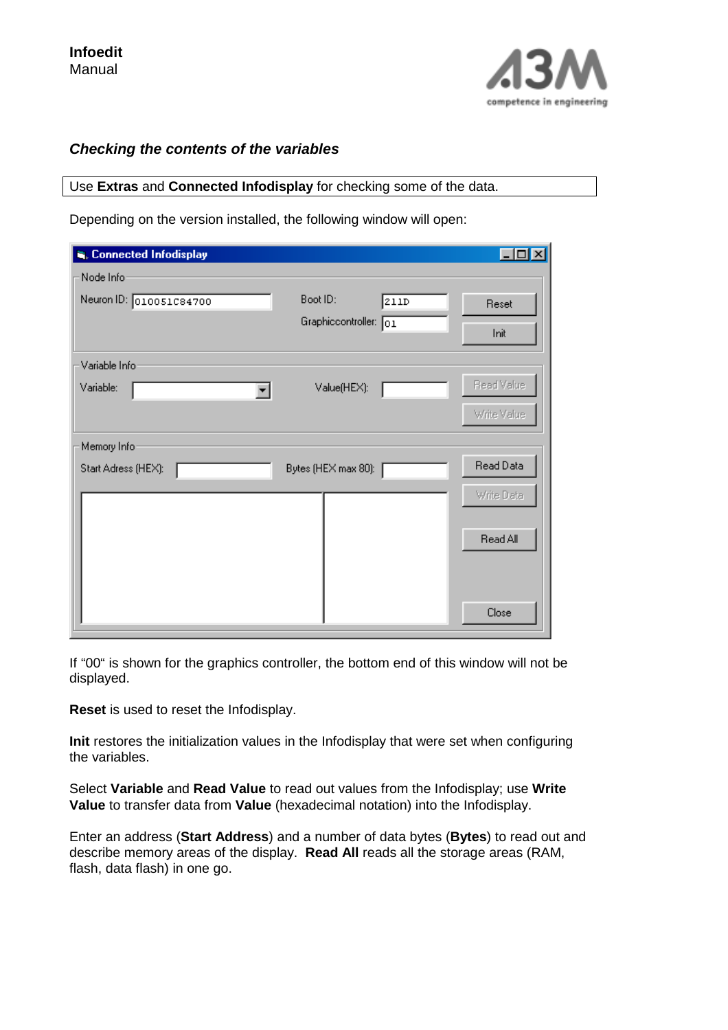### *Checking the contents of the variables*

Use **Extras** and **Connected Infodisplay** for checking some of the data.

Depending on the version installed, the following window will open:

If "00" is shown for the graphics controller, the bottom end of this window will not be displayed.

**Reset** is used to reset the Infodisplay.

**Init** restores the initialization values in the Infodisplay that were set when configuring the variables.

Select **Variable** and **Read Value** to read out values from the Infodisplay; use **Write Value** to transfer data from **Value** (hexadecimal notation) into the Infodisplay.

Enter an address (**Start Address**) and a number of data bytes (**Bytes**) to read out and describe memory areas of the display. **Read All** reads all the storage areas (RAM, flash, data flash) in one go.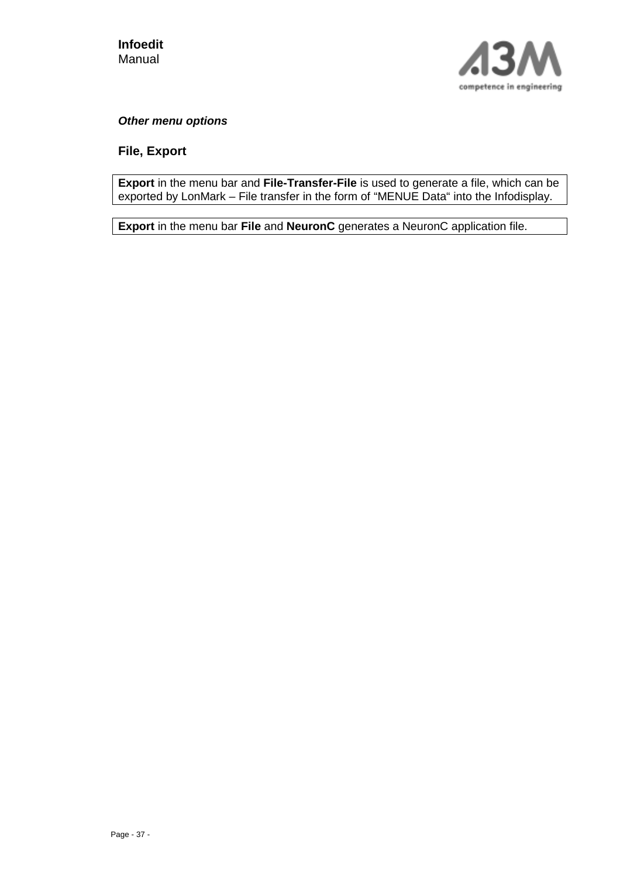***Other menu options***

## File, Export

**Export** in the menu bar and **File-Transfer-File** is used to generate a file, which can be exported by LonMark – File transfer in the form of “MENUE Data“ into the Infodisplay.

**Export** in the menu bar **File** and **NeuronC** generates a NeuronC application file.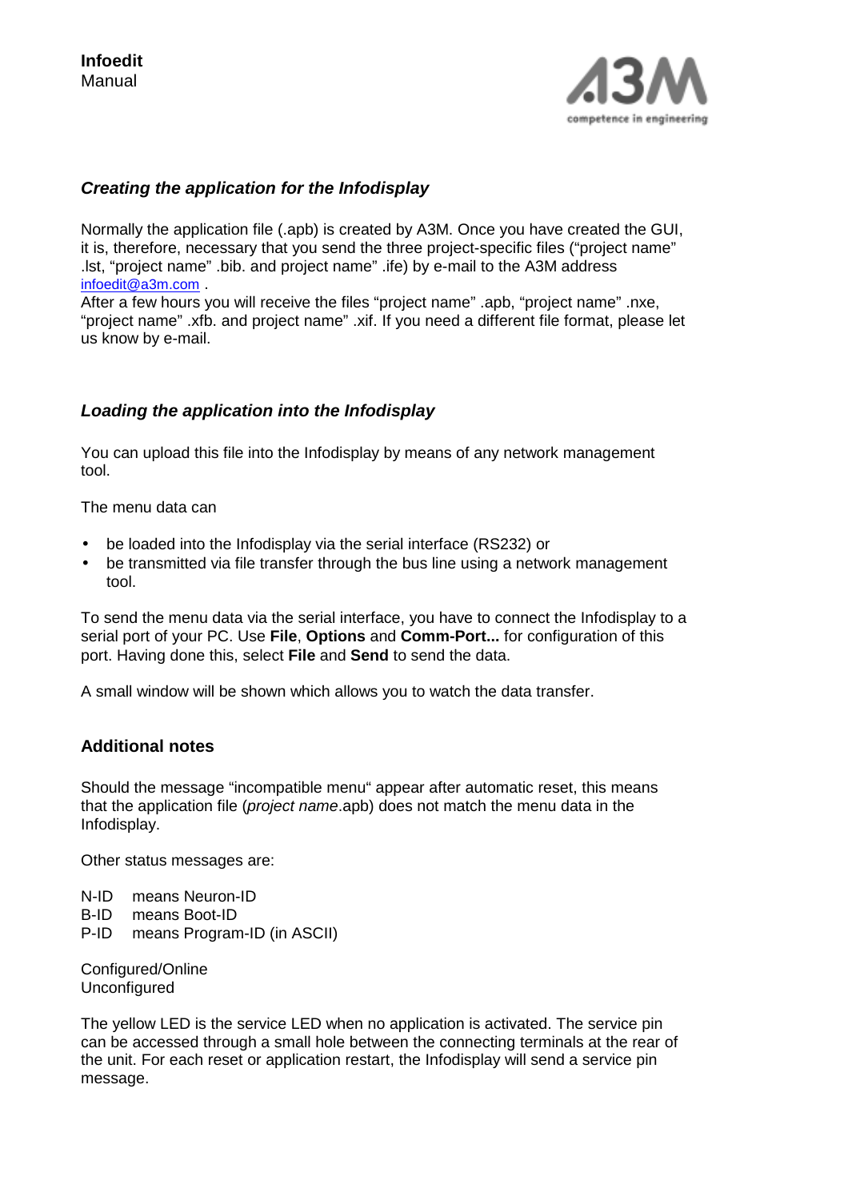### ***Creating the application for the Infodisplay***

Normally the application file (.apb) is created by A3M. Once you have created the GUI, it is, therefore, necessary that you send the three project-specific files ("project name" .lst, "project name" .bib. and project name" .ife) by e-mail to the A3M address infoedit@a3m.com .
After a few hours you will receive the files "project name" .apb, "project name" .nxe, "project name" .xfb. and project name" .xif. If you need a different file format, please let us know by e-mail.

### ***Loading the application into the Infodisplay***

You can upload this file into the Infodisplay by means of any network management tool.

The menu data can

- be loaded into the Infodisplay via the serial interface (RS232) or
- be transmitted via file transfer through the bus line using a network management tool.

To send the menu data via the serial interface, you have to connect the Infodisplay to a serial port of your PC. Use **File**, **Options** and **Comm-Port...** for configuration of this port. Having done this, select **File** and **Send** to send the data.

A small window will be shown which allows you to watch the data transfer.

### **Additional notes**

Should the message "incompatible menu" appear after automatic reset, this means that the application file (*project name*.apb) does not match the menu data in the Infodisplay.

Other status messages are:

N-ID means Neuron-ID
B-ID means Boot-ID
P-ID means Program-ID (in ASCII)

Configured/Online
Unconfigured

The yellow LED is the service LED when no application is activated. The service pin can be accessed through a small hole between the connecting terminals at the rear of the unit. For each reset or application restart, the Infodisplay will send a service pin message.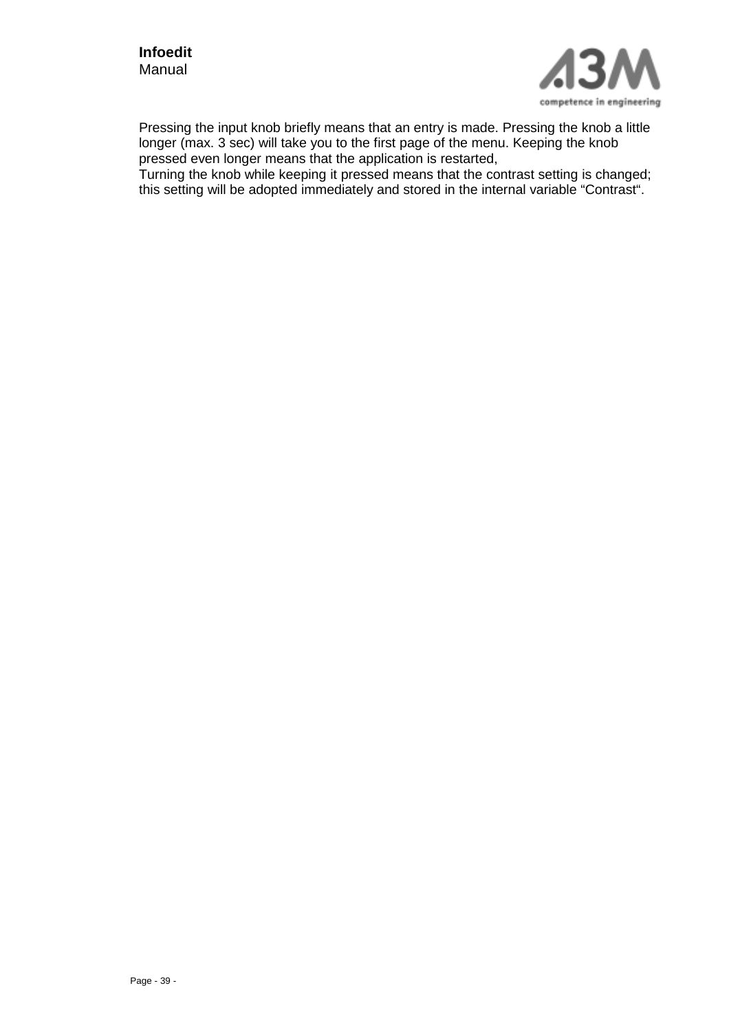Pressing the input knob briefly means that an entry is made. Pressing the knob a little longer (max. 3 sec) will take you to the first page of the menu. Keeping the knob pressed even longer means that the application is restarted,
Turning the knob while keeping it pressed means that the contrast setting is changed; this setting will be adopted immediately and stored in the internal variable “Contrast“.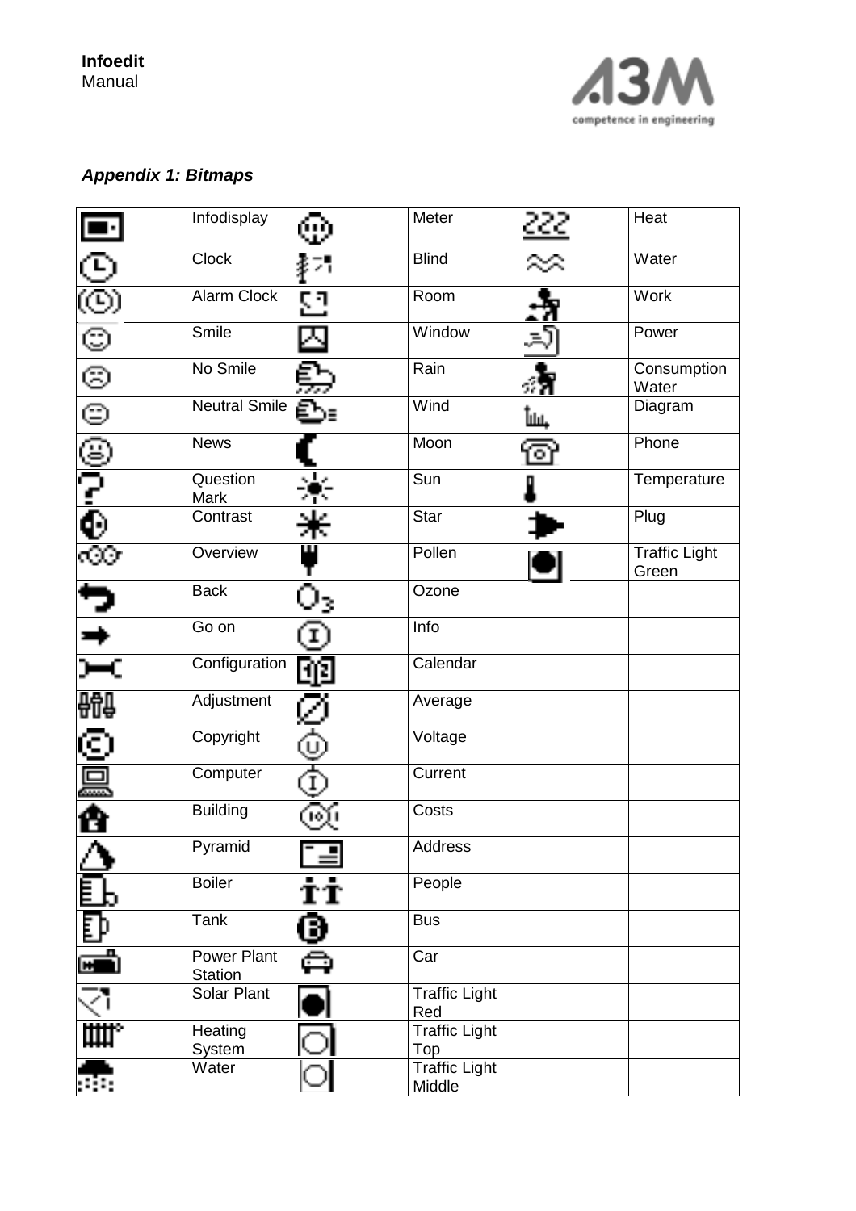### *Appendix 1: Bitmaps*

| | | | | | |
|---|---|---|---|---|---|
| | Infodisplay | | Meter | | Heat |
| | Clock | | Blind | | Water |
| | Alarm Clock | | Room | | Work |
| | Smile | | Window | | Power |
| | No Smile | | Rain | | Consumption Water |
| | Neutral Smile | | Wind | | Diagram |
| | News | | Moon | | Phone |
| | Question Mark | | Sun | | Temperature |
| | Contrast | | Star | | Plug |
| | Overview | | Pollen | | Traffic Light Green |
| | Back | | Ozone | | |
| | Go on | | Info | | |
| | Configuration | | Calendar | | |
| | Adjustment | | Average | | |
| | Copyright | | Voltage | | |
| | Computer | | Current | | |
| | Building | | Costs | | |
| | Pyramid | | Address | | |
| | Boiler | | People | | |
| | Tank | | Bus | | |
| | Power Plant Station | | Car | | |
| | Solar Plant | | Traffic Light Red | | |
| | Heating System | | Traffic Light Top | | |
| | Water | | Traffic Light Middle | | |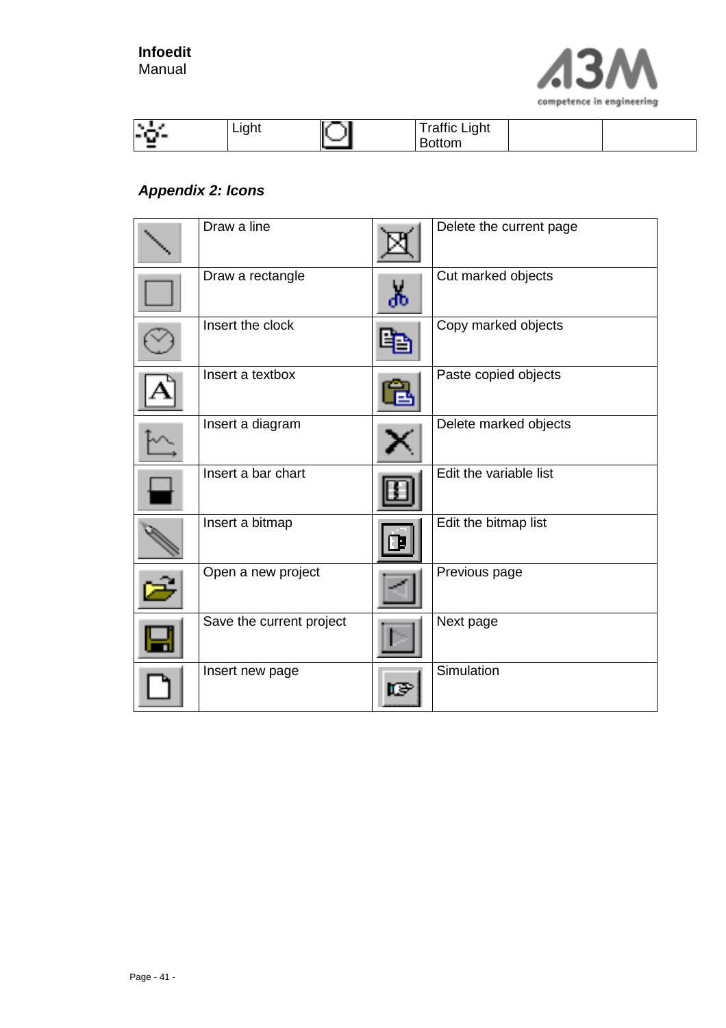| | Light | | Traffic Light Bottom | | |
|---|---|---|---|---|---|

### *Appendix 2: Icons*

| | Draw a line | | Delete the current page |
|---|---|---|---|
| | Draw a rectangle | | Cut marked objects |
| | Insert the clock | | Copy marked objects |
| | Insert a textbox | | Paste copied objects |
| | Insert a diagram | | Delete marked objects |
| | Insert a bar chart | | Edit the variable list |
| | Insert a bitmap | | Edit the bitmap list |
| | Open a new project | | Previous page |
| | Save the current project | | Next page |
| | Insert new page | | Simulation |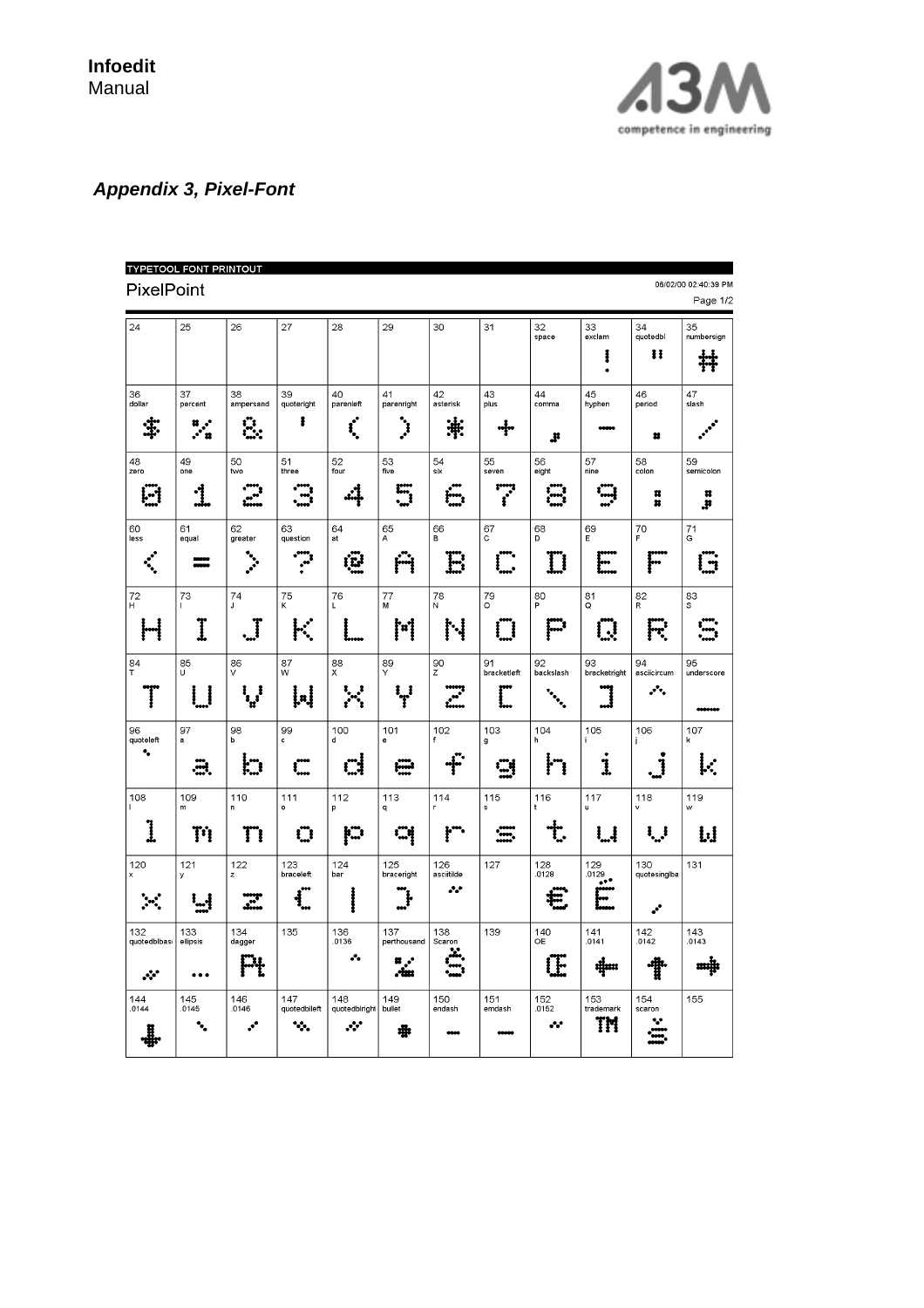## *Appendix 3, Pixel-Font*

**TYPETOOL FONT PRINTOUT**

PixelPoint

06/02/00 02:40:39 PM

Page 1/2

| 24 | 25 | 26 | 27 | 28 | 29 | 30 | 31 | 32 space | 33 exclam | 34 quotedbl | 35 numbersign |
|---|---|---|---|---|---|---|---|---|---|---|---|
| | | | | | | | | | ! | " | # |
| 36 dollar | 37 percent | 38 ampersand | 39 quoteright | 40 parenleft | 41 parenright | 42 asterisk | 43 plus | 44 comma | 45 hyphen | 46 period | 47 slash |
| $ | % | & | ' | ( | ) | * | + | , | - | . | / |
| 48 zero | 49 one | 50 two | 51 three | 52 four | 53 five | 54 six | 55 seven | 56 eight | 57 nine | 58 colon | 59 semicolon |
| 0 | 1 | 2 | 3 | 4 | 5 | 6 | 7 | 8 | 9 | : | ; |
| 60 less | 61 equal | 62 greater | 63 question | 64 at | 65 A | 66 B | 67 C | 68 D | 69 E | 70 F | 71 G |
| < | = | > | ? | @ | A | B | C | D | E | F | G |
| 72 H | 73 I | 74 J | 75 K | 76 L | 77 M | 78 N | 79 O | 80 P | 81 Q | 82 R | 83 S |
| H | I | J | K | L | M | N | O | P | Q | R | S |
| 84 T | 85 U | 86 V | 87 W | 88 X | 89 Y | 90 Z | 91 bracketleft | 92 backslash | 93 bracketright | 94 asciicircum | 95 underscore |
| T | U | V | W | X | Y | Z | [ | \ | ] | ^ | _ |
| 96 quoteleft | 97 a | 98 b | 99 c | 100 d | 101 e | 102 f | 103 g | 104 h | 105 i | 106 j | 107 k |
| ` | a | b | c | d | e | f | g | h | i | j | k |
| 108 l | 109 m | 110 n | 111 o | 112 p | 113 q | 114 r | 115 s | 116 t | 117 u | 118 v | 119 w |
| l | m | n | o | p | q | r | s | t | u | v | w |
| 120 x | 121 y | 122 z | 123 braceleft | 124 bar | 125 braceright | 126 asciitilde | 127 | 128 .0128 | 129 .0129 | 130 quotesinglba | 131 |
| x | y | z | { | \| | } | ~ | | € | Ë | ‚ | |
| 132 quotedblbas | 133 ellipsis | 134 dagger | 135 | 136 .0136 | 137 perthousand | 138 Scaron | 139 | 140 OE | 141 .0141 | 142 .0142 | 143 .0143 |
| „ | … | Pt | | ^ | ‰ | Š | | Œ | ← | ↑ | → |
| 144 .0144 | 145 .0145 | 146 .0146 | 147 quotedblleft | 148 quotedblright | 149 bullet | 150 endash | 151 emdash | 152 .0152 | 153 trademark | 154 scaron | 155 |
| ↓ | ‘ | ’ | “ | ” | • | – | — | ~ | TM | š | |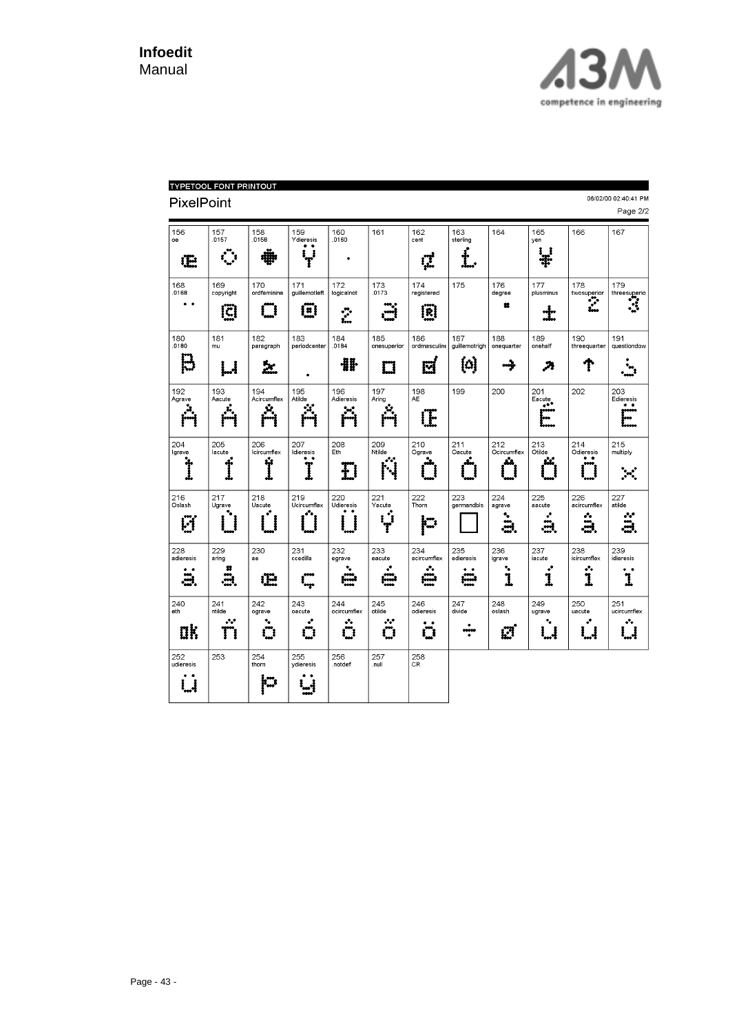TYPETOOL FONT PRINTOUT

## PixelPoint

06/02/00 02:40:41 PM

Page 2/2

| | | | | | | | | | | | |
|---|---|---|---|---|---|---|---|---|---|---|---|
| 156 oe | 157 .0157 | 158 .0158 | 159 Ydieresis | 160 .0160 | 161 | 162 cent | 163 sterling | 164 | 165 yen | 166 | 167 |
| 168 .0168 | 169 copyright | 170 ordfeminine | 171 guillemotleft | 172 logicalnot | 173 .0173 | 174 registered | 175 | 176 degree | 177 plusminus | 178 twosuperior | 179 threesuperior |
| 180 .0180 | 181 mu | 182 paragraph | 183 periodcenter | 184 .0184 | 185 onesuperior | 186 ordmasculine | 187 guillemotright | 188 onequarter | 189 onehalf | 190 threequarters | 191 questiondown |
| 192 Agrave | 193 Aacute | 194 Acircumflex | 195 Atilde | 196 Adieresis | 197 Aring | 198 AE | 199 | 200 | 201 Eacute | 202 | 203 Edieresis |
| 204 Igrave | 205 Iacute | 206 Icircumflex | 207 Idieresis | 208 Eth | 209 Ntilde | 210 Ograve | 211 Oacute | 212 Ocircumflex | 213 Otilde | 214 Odieresis | 215 multiply |
| 216 Oslash | 217 Ugrave | 218 Uacute | 219 Ucircumflex | 220 Udieresis | 221 Yacute | 222 Thorn | 223 germandbls | 224 agrave | 225 aacute | 226 acircumflex | 227 atilde |
| 228 adieresis | 229 aring | 230 ae | 231 ccedilla | 232 egrave | 233 eacute | 234 ecircumflex | 235 edieresis | 236 igrave | 237 iacute | 238 icircumflex | 239 idieresis |
| 240 eth | 241 ntilde | 242 ograve | 243 oacute | 244 ocircumflex | 245 otilde | 246 odieresis | 247 divide | 248 oslash | 249 ugrave | 250 uacute | 251 ucircumflex |
| 252 udieresis | 253 | 254 thorn | 255 ydieresis | 256 .notdef | 257 .null | 258 CR | | | | | |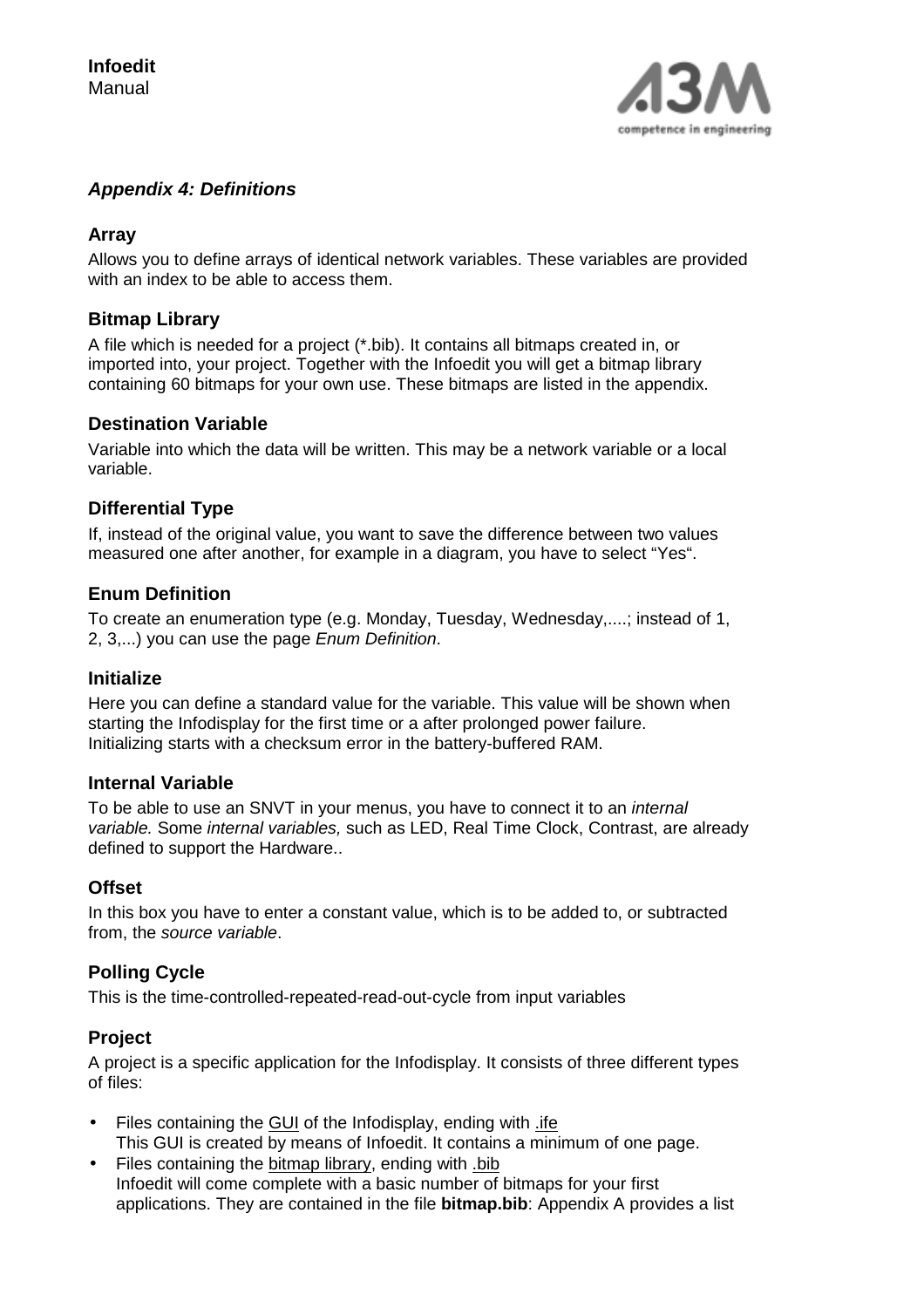### *Appendix 4: Definitions*

#### Array

Allows you to define arrays of identical network variables. These variables are provided with an index to be able to access them.

#### Bitmap Library

A file which is needed for a project (*.bib). It contains all bitmaps created in, or imported into, your project. Together with the Infoedit you will get a bitmap library containing 60 bitmaps for your own use. These bitmaps are listed in the appendix.

#### Destination Variable

Variable into which the data will be written. This may be a network variable or a local variable.

#### Differential Type

If, instead of the original value, you want to save the difference between two values measured one after another, for example in a diagram, you have to select "Yes".

#### Enum Definition

To create an enumeration type (e.g. Monday, Tuesday, Wednesday,....; instead of 1, 2, 3,...) you can use the page *Enum Definition*.

#### Initialize

Here you can define a standard value for the variable. This value will be shown when starting the Infodisplay for the first time or a after prolonged power failure. Initializing starts with a checksum error in the battery-buffered RAM.

#### Internal Variable

To be able to use an SNVT in your menus, you have to connect it to an *internal variable.* Some *internal variables,* such as LED, Real Time Clock, Contrast, are already defined to support the Hardware..

#### Offset

In this box you have to enter a constant value, which is to be added to, or subtracted from, the *source variable*.

#### Polling Cycle

This is the time-controlled-repeated-read-out-cycle from input variables

#### Project

A project is a specific application for the Infodisplay. It consists of three different types of files:

- Files containing the GUI of the Infodisplay, ending with .ife
  This GUI is created by means of Infoedit. It contains a minimum of one page.
- Files containing the bitmap library, ending with .bib
  Infoedit will come complete with a basic number of bitmaps for your first applications. They are contained in the file **bitmap.bib**: Appendix A provides a list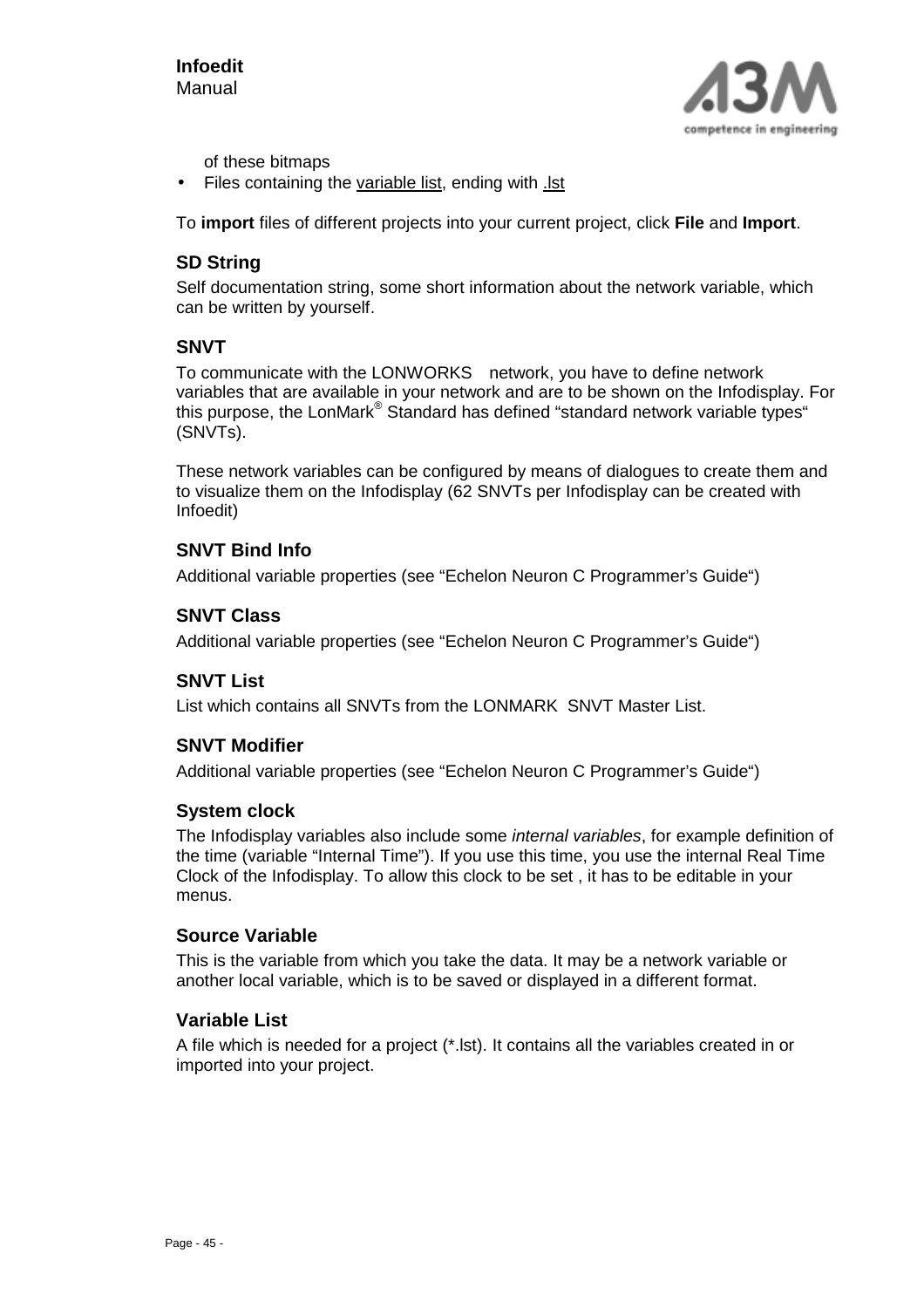of these bitmaps

- Files containing the variable list, ending with .lst

To **import** files of different projects into your current project, click **File** and **Import**.

### SD String

Self documentation string, some short information about the network variable, which can be written by yourself.

### SNVT

To communicate with the LONWORKS network, you have to define network variables that are available in your network and are to be shown on the Infodisplay. For this purpose, the LonMark® Standard has defined “standard network variable types“ (SNVTs).

These network variables can be configured by means of dialogues to create them and to visualize them on the Infodisplay (62 SNVTs per Infodisplay can be created with Infoedit)

### SNVT Bind Info

Additional variable properties (see “Echelon Neuron C Programmer’s Guide“)

### SNVT Class

Additional variable properties (see “Echelon Neuron C Programmer’s Guide“)

### SNVT List

List which contains all SNVTs from the LONMARK SNVT Master List.

### SNVT Modifier

Additional variable properties (see “Echelon Neuron C Programmer’s Guide“)

### System clock

The Infodisplay variables also include some *internal variables*, for example definition of the time (variable “Internal Time”). If you use this time, you use the internal Real Time Clock of the Infodisplay. To allow this clock to be set , it has to be editable in your menus.

### Source Variable

This is the variable from which you take the data. It may be a network variable or another local variable, which is to be saved or displayed in a different format.

### Variable List

A file which is needed for a project (*.lst). It contains all the variables created in or imported into your project.